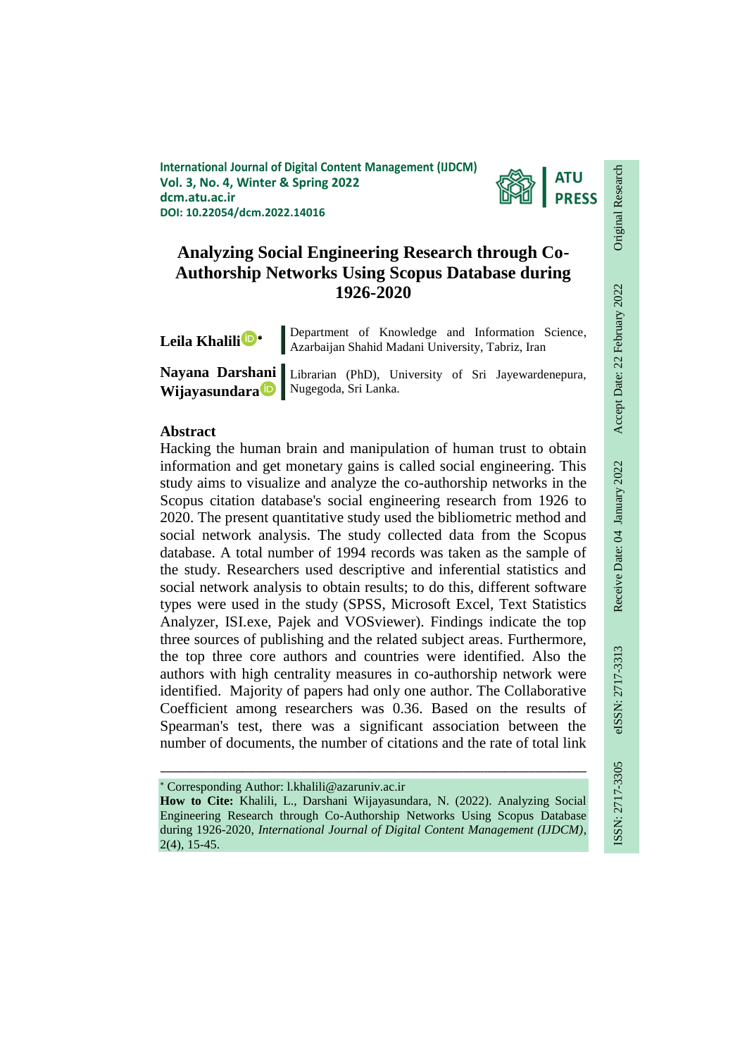International Journal of Digital Content Management (IJDCM)
Vol. 3, No. 4, Winter & Spring 2022
dcm.atu.ac.ir
DOI: 10.22054/dcm.2022.14016

Original Research | Accept Date: 22 February 2022 | Receive Date: 04 January 2022 | eISSN: 2717-3313 | ISSN: 2717-3305

# Analyzing Social Engineering Research through Co-Authorship Networks Using Scopus Database during 1926-2020

**Leila Khalili*** — Department of Knowledge and Information Science, Azarbaijan Shahid Madani University, Tabriz, Iran

**Nayana Darshani Wijayasundara** — Librarian (PhD), University of Sri Jayewardenepura, Nugegoda, Sri Lanka.

## Abstract

Hacking the human brain and manipulation of human trust to obtain information and get monetary gains is called social engineering. This study aims to visualize and analyze the co-authorship networks in the Scopus citation database's social engineering research from 1926 to 2020. The present quantitative study used the bibliometric method and social network analysis. The study collected data from the Scopus database. A total number of 1994 records was taken as the sample of the study. Researchers used descriptive and inferential statistics and social network analysis to obtain results; to do this, different software types were used in the study (SPSS, Microsoft Excel, Text Statistics Analyzer, ISI.exe, Pajek and VOSviewer). Findings indicate the top three sources of publishing and the related subject areas. Furthermore, the top three core authors and countries were identified. Also the authors with high centrality measures in co-authorship network were identified. Majority of papers had only one author. The Collaborative Coefficient among researchers was 0.36. Based on the results of Spearman's test, there was a significant association between the number of documents, the number of citations and the rate of total link

---

* Corresponding Author: l.khalili@azaruniv.ac.ir

**How to Cite:** Khalili, L., Darshani Wijayasundara, N. (2022). Analyzing Social Engineering Research through Co-Authorship Networks Using Scopus Database during 1926-2020, *International Journal of Digital Content Management (IJDCM)*, 2(4), 15-45.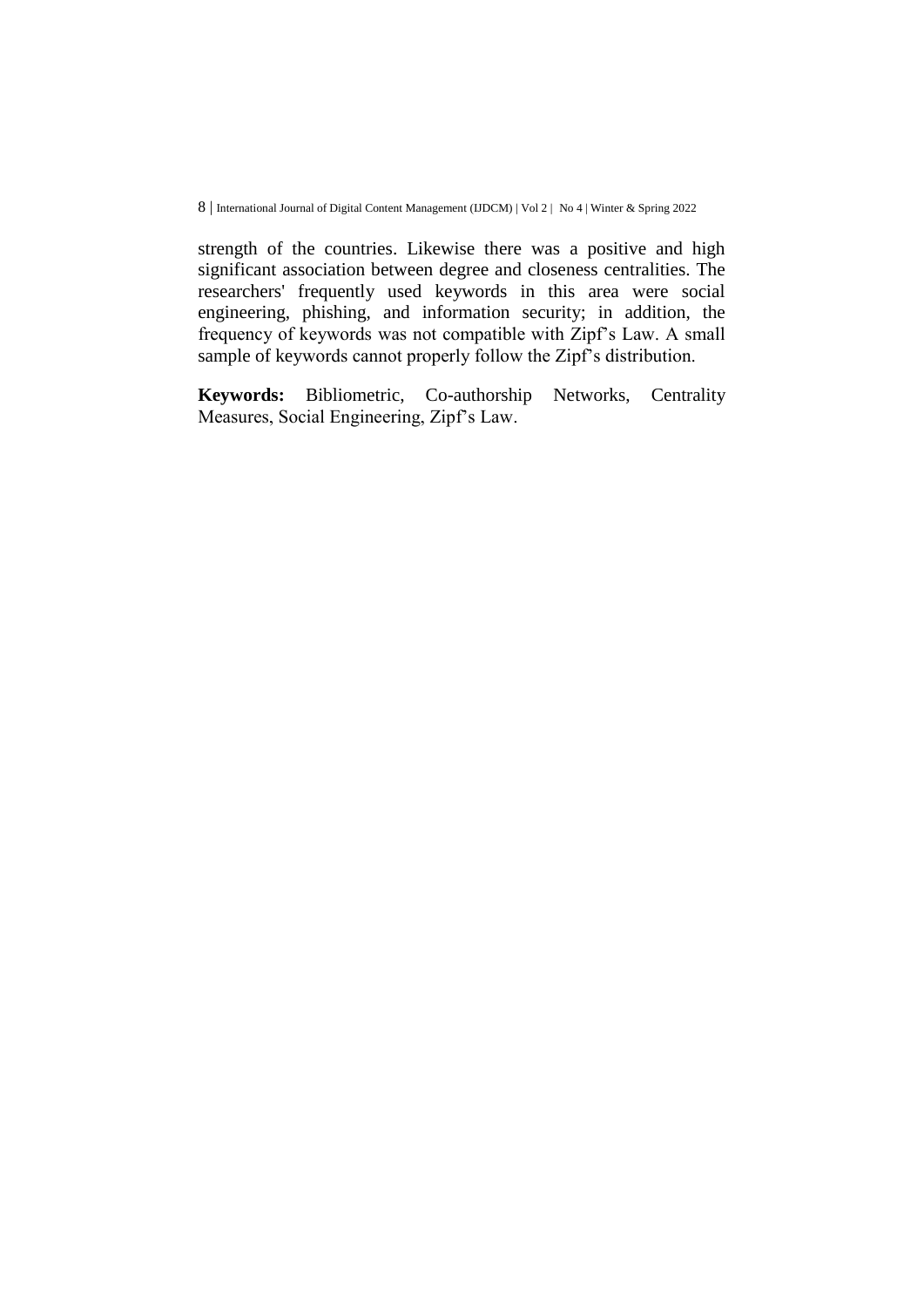strength of the countries. Likewise there was a positive and high significant association between degree and closeness centralities. The researchers' frequently used keywords in this area were social engineering, phishing, and information security; in addition, the frequency of keywords was not compatible with Zipf's Law. A small sample of keywords cannot properly follow the Zipf's distribution.

**Keywords:** Bibliometric, Co-authorship Networks, Centrality Measures, Social Engineering, Zipf's Law.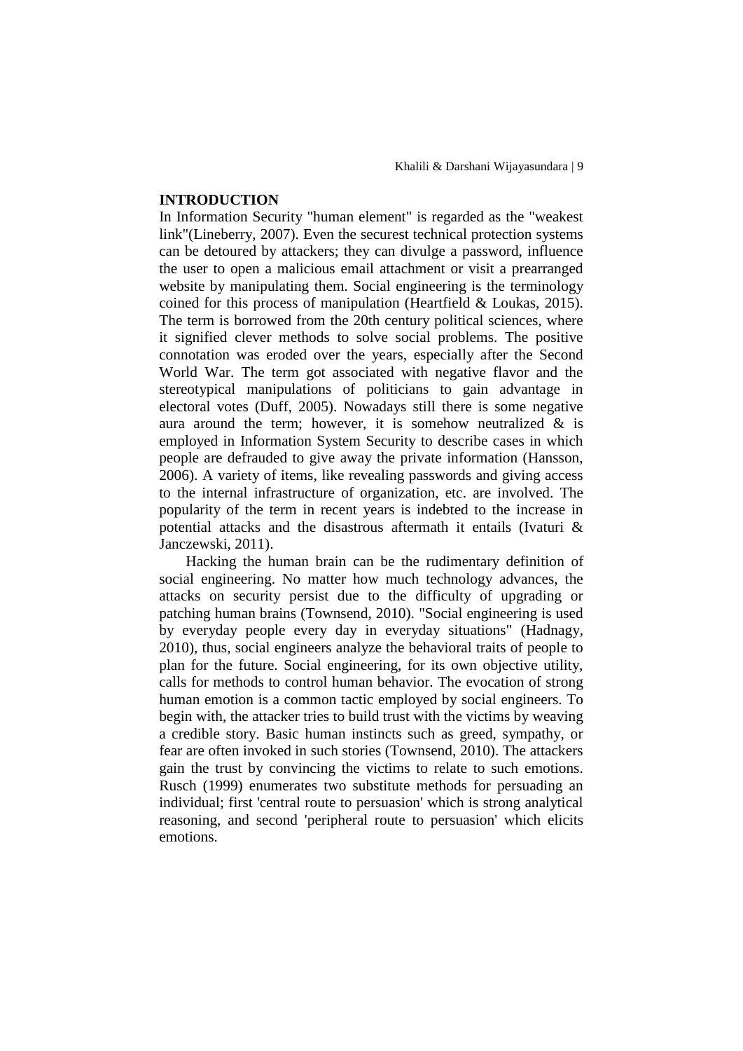## INTRODUCTION

In Information Security "human element" is regarded as the "weakest link"(Lineberry, 2007). Even the securest technical protection systems can be detoured by attackers; they can divulge a password, influence the user to open a malicious email attachment or visit a prearranged website by manipulating them. Social engineering is the terminology coined for this process of manipulation (Heartfield & Loukas, 2015). The term is borrowed from the 20th century political sciences, where it signified clever methods to solve social problems. The positive connotation was eroded over the years, especially after the Second World War. The term got associated with negative flavor and the stereotypical manipulations of politicians to gain advantage in electoral votes (Duff, 2005). Nowadays still there is some negative aura around the term; however, it is somehow neutralized & is employed in Information System Security to describe cases in which people are defrauded to give away the private information (Hansson, 2006). A variety of items, like revealing passwords and giving access to the internal infrastructure of organization, etc. are involved. The popularity of the term in recent years is indebted to the increase in potential attacks and the disastrous aftermath it entails (Ivaturi & Janczewski, 2011).

Hacking the human brain can be the rudimentary definition of social engineering. No matter how much technology advances, the attacks on security persist due to the difficulty of upgrading or patching human brains (Townsend, 2010). "Social engineering is used by everyday people every day in everyday situations" (Hadnagy, 2010), thus, social engineers analyze the behavioral traits of people to plan for the future. Social engineering, for its own objective utility, calls for methods to control human behavior. The evocation of strong human emotion is a common tactic employed by social engineers. To begin with, the attacker tries to build trust with the victims by weaving a credible story. Basic human instincts such as greed, sympathy, or fear are often invoked in such stories (Townsend, 2010). The attackers gain the trust by convincing the victims to relate to such emotions. Rusch (1999) enumerates two substitute methods for persuading an individual; first 'central route to persuasion' which is strong analytical reasoning, and second 'peripheral route to persuasion' which elicits emotions.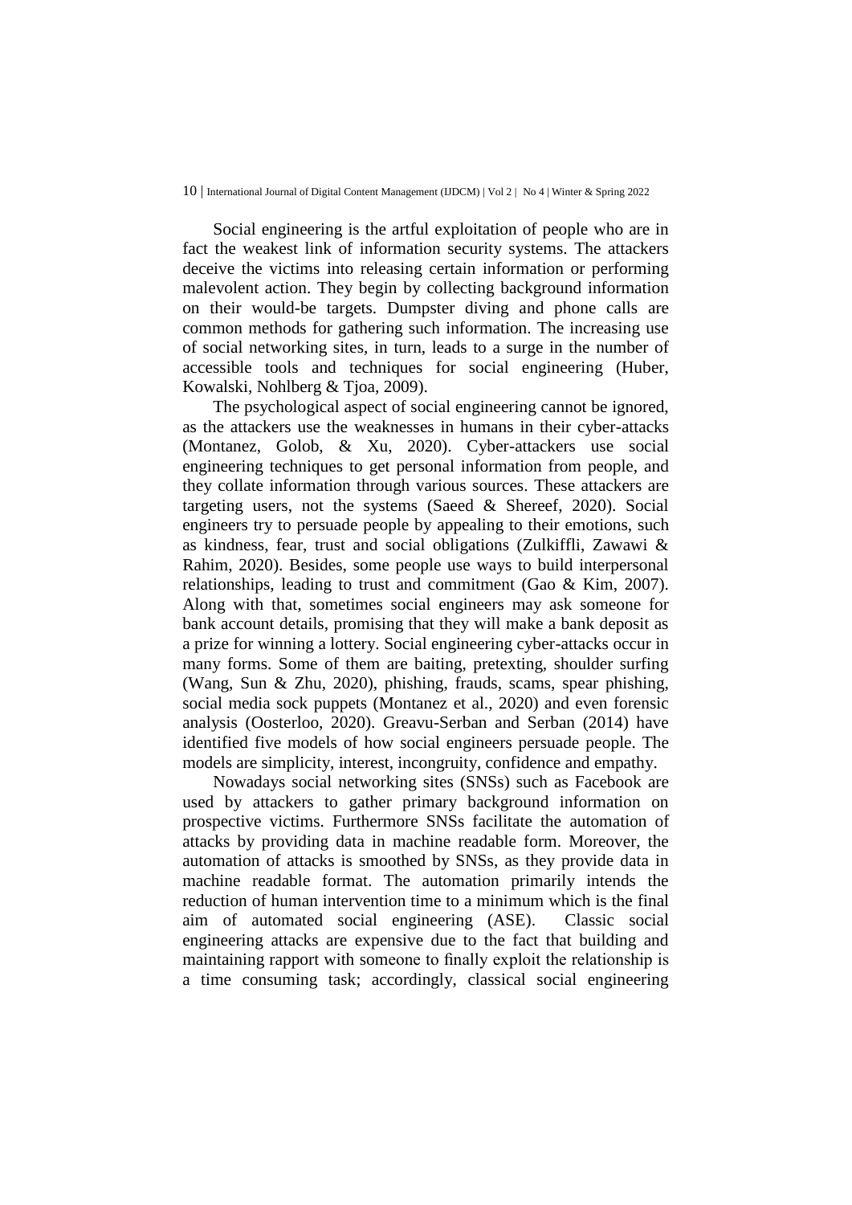Social engineering is the artful exploitation of people who are in fact the weakest link of information security systems. The attackers deceive the victims into releasing certain information or performing malevolent action. They begin by collecting background information on their would-be targets. Dumpster diving and phone calls are common methods for gathering such information. The increasing use of social networking sites, in turn, leads to a surge in the number of accessible tools and techniques for social engineering (Huber, Kowalski, Nohlberg & Tjoa, 2009).

The psychological aspect of social engineering cannot be ignored, as the attackers use the weaknesses in humans in their cyber-attacks (Montanez, Golob, & Xu, 2020). Cyber-attackers use social engineering techniques to get personal information from people, and they collate information through various sources. These attackers are targeting users, not the systems (Saeed & Shereef, 2020). Social engineers try to persuade people by appealing to their emotions, such as kindness, fear, trust and social obligations (Zulkiffli, Zawawi & Rahim, 2020). Besides, some people use ways to build interpersonal relationships, leading to trust and commitment (Gao & Kim, 2007). Along with that, sometimes social engineers may ask someone for bank account details, promising that they will make a bank deposit as a prize for winning a lottery. Social engineering cyber-attacks occur in many forms. Some of them are baiting, pretexting, shoulder surfing (Wang, Sun & Zhu, 2020), phishing, frauds, scams, spear phishing, social media sock puppets (Montanez et al., 2020) and even forensic analysis (Oosterloo, 2020). Greavu-Serban and Serban (2014) have identified five models of how social engineers persuade people. The models are simplicity, interest, incongruity, confidence and empathy.

Nowadays social networking sites (SNSs) such as Facebook are used by attackers to gather primary background information on prospective victims. Furthermore SNSs facilitate the automation of attacks by providing data in machine readable form. Moreover, the automation of attacks is smoothed by SNSs, as they provide data in machine readable format. The automation primarily intends the reduction of human intervention time to a minimum which is the final aim of automated social engineering (ASE). Classic social engineering attacks are expensive due to the fact that building and maintaining rapport with someone to finally exploit the relationship is a time consuming task; accordingly, classical social engineering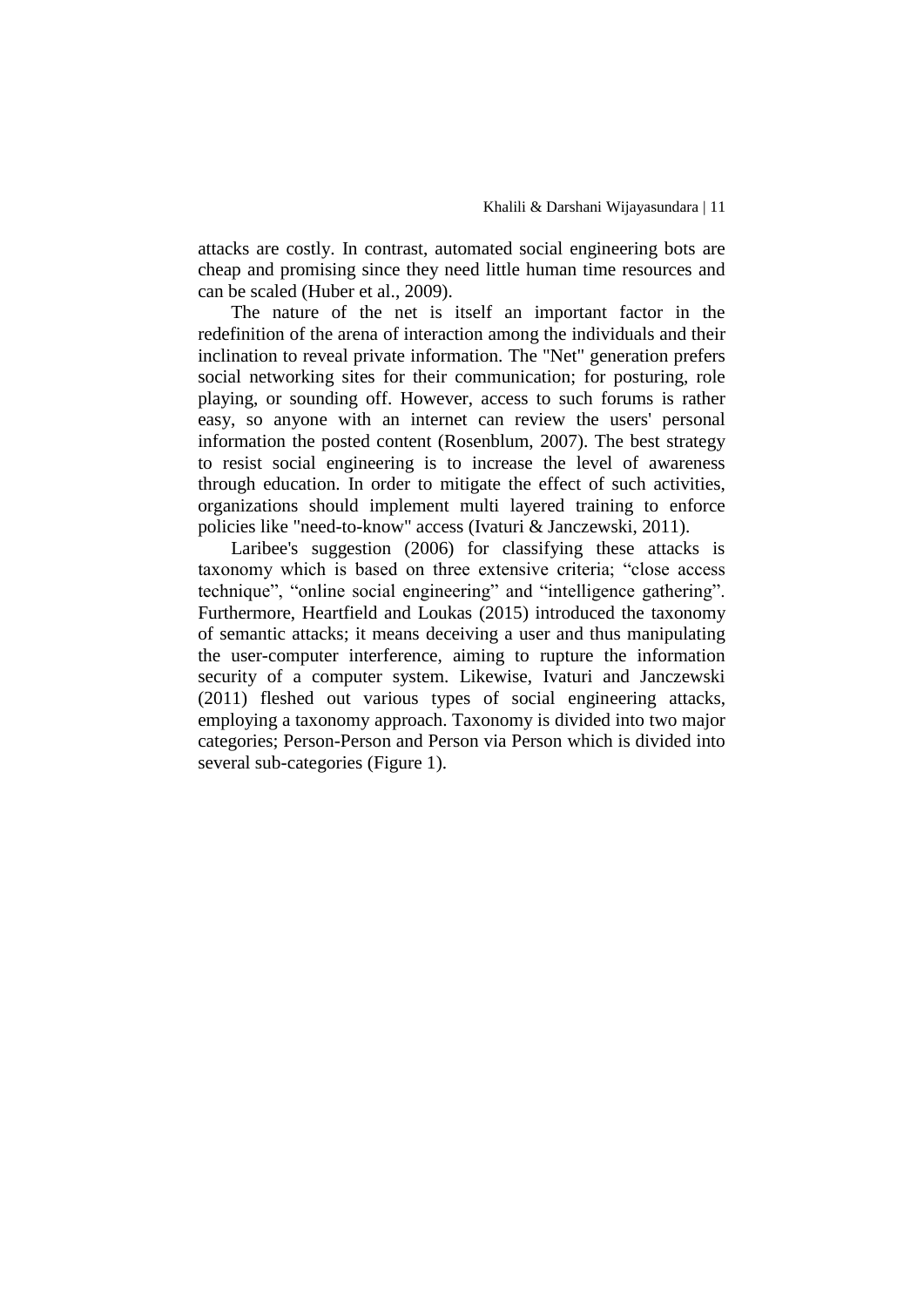attacks are costly. In contrast, automated social engineering bots are cheap and promising since they need little human time resources and can be scaled (Huber et al., 2009).

The nature of the net is itself an important factor in the redefinition of the arena of interaction among the individuals and their inclination to reveal private information. The "Net" generation prefers social networking sites for their communication; for posturing, role playing, or sounding off. However, access to such forums is rather easy, so anyone with an internet can review the users' personal information the posted content (Rosenblum, 2007). The best strategy to resist social engineering is to increase the level of awareness through education. In order to mitigate the effect of such activities, organizations should implement multi layered training to enforce policies like "need-to-know" access (Ivaturi & Janczewski, 2011).

Laribee's suggestion (2006) for classifying these attacks is taxonomy which is based on three extensive criteria; “close access technique”, “online social engineering” and “intelligence gathering”. Furthermore, Heartfield and Loukas (2015) introduced the taxonomy of semantic attacks; it means deceiving a user and thus manipulating the user-computer interference, aiming to rupture the information security of a computer system. Likewise, Ivaturi and Janczewski (2011) fleshed out various types of social engineering attacks, employing a taxonomy approach. Taxonomy is divided into two major categories; Person-Person and Person via Person which is divided into several sub-categories (Figure 1).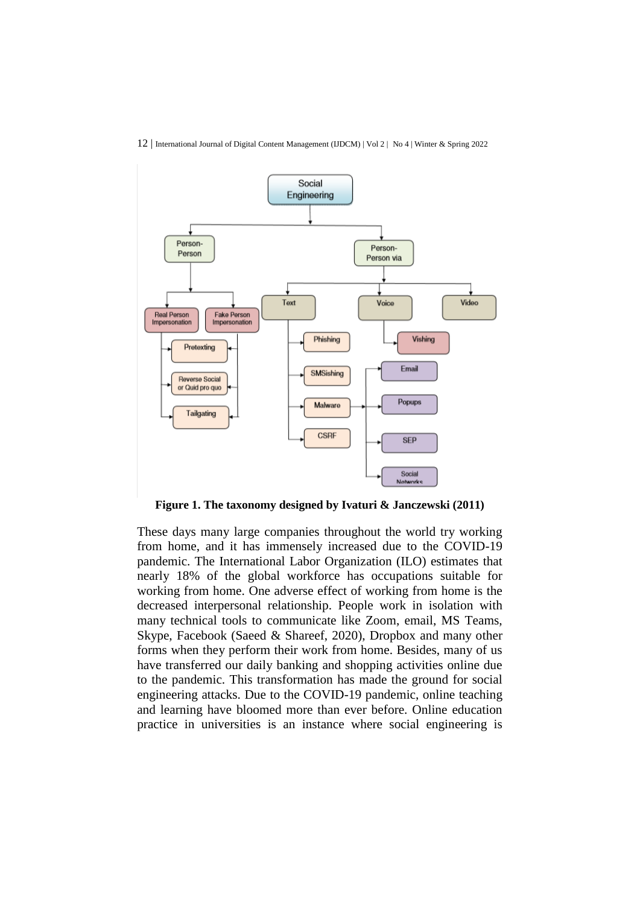**Figure 1. The taxonomy designed by Ivaturi & Janczewski (2011)**

These days many large companies throughout the world try working from home, and it has immensely increased due to the COVID-19 pandemic. The International Labor Organization (ILO) estimates that nearly 18% of the global workforce has occupations suitable for working from home. One adverse effect of working from home is the decreased interpersonal relationship. People work in isolation with many technical tools to communicate like Zoom, email, MS Teams, Skype, Facebook (Saeed & Shareef, 2020), Dropbox and many other forms when they perform their work from home. Besides, many of us have transferred our daily banking and shopping activities online due to the pandemic. This transformation has made the ground for social engineering attacks. Due to the COVID-19 pandemic, online teaching and learning have bloomed more than ever before. Online education practice in universities is an instance where social engineering is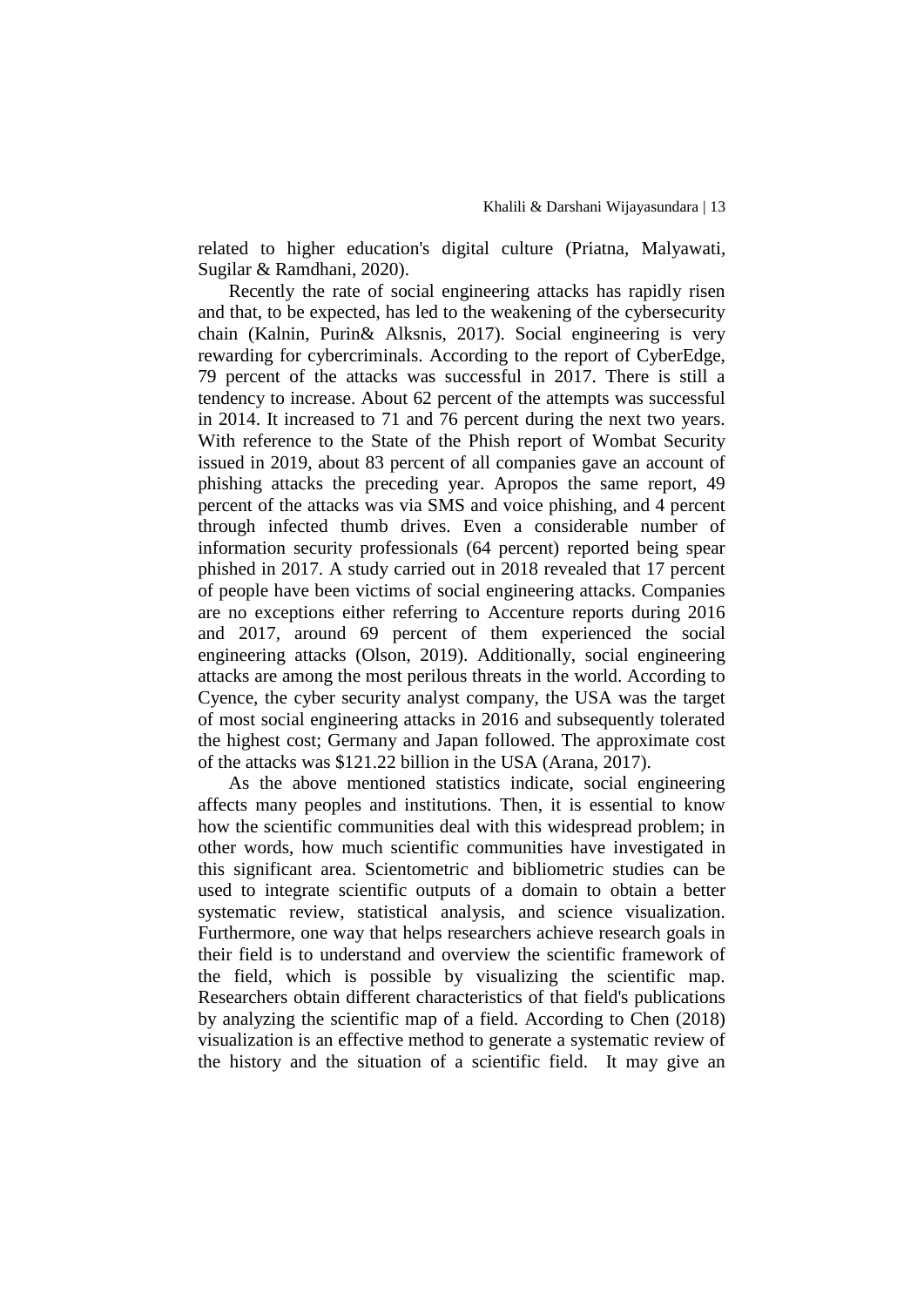related to higher education's digital culture (Priatna, Malyawati, Sugilar & Ramdhani, 2020).

Recently the rate of social engineering attacks has rapidly risen and that, to be expected, has led to the weakening of the cybersecurity chain (Kalnin, Purin& Alksnis, 2017). Social engineering is very rewarding for cybercriminals. According to the report of CyberEdge, 79 percent of the attacks was successful in 2017. There is still a tendency to increase. About 62 percent of the attempts was successful in 2014. It increased to 71 and 76 percent during the next two years. With reference to the State of the Phish report of Wombat Security issued in 2019, about 83 percent of all companies gave an account of phishing attacks the preceding year. Apropos the same report, 49 percent of the attacks was via SMS and voice phishing, and 4 percent through infected thumb drives. Even a considerable number of information security professionals (64 percent) reported being spear phished in 2017. A study carried out in 2018 revealed that 17 percent of people have been victims of social engineering attacks. Companies are no exceptions either referring to Accenture reports during 2016 and 2017, around 69 percent of them experienced the social engineering attacks (Olson, 2019). Additionally, social engineering attacks are among the most perilous threats in the world. According to Cyence, the cyber security analyst company, the USA was the target of most social engineering attacks in 2016 and subsequently tolerated the highest cost; Germany and Japan followed. The approximate cost of the attacks was $121.22 billion in the USA (Arana, 2017).

As the above mentioned statistics indicate, social engineering affects many peoples and institutions. Then, it is essential to know how the scientific communities deal with this widespread problem; in other words, how much scientific communities have investigated in this significant area. Scientometric and bibliometric studies can be used to integrate scientific outputs of a domain to obtain a better systematic review, statistical analysis, and science visualization. Furthermore, one way that helps researchers achieve research goals in their field is to understand and overview the scientific framework of the field, which is possible by visualizing the scientific map. Researchers obtain different characteristics of that field's publications by analyzing the scientific map of a field. According to Chen (2018) visualization is an effective method to generate a systematic review of the history and the situation of a scientific field. It may give an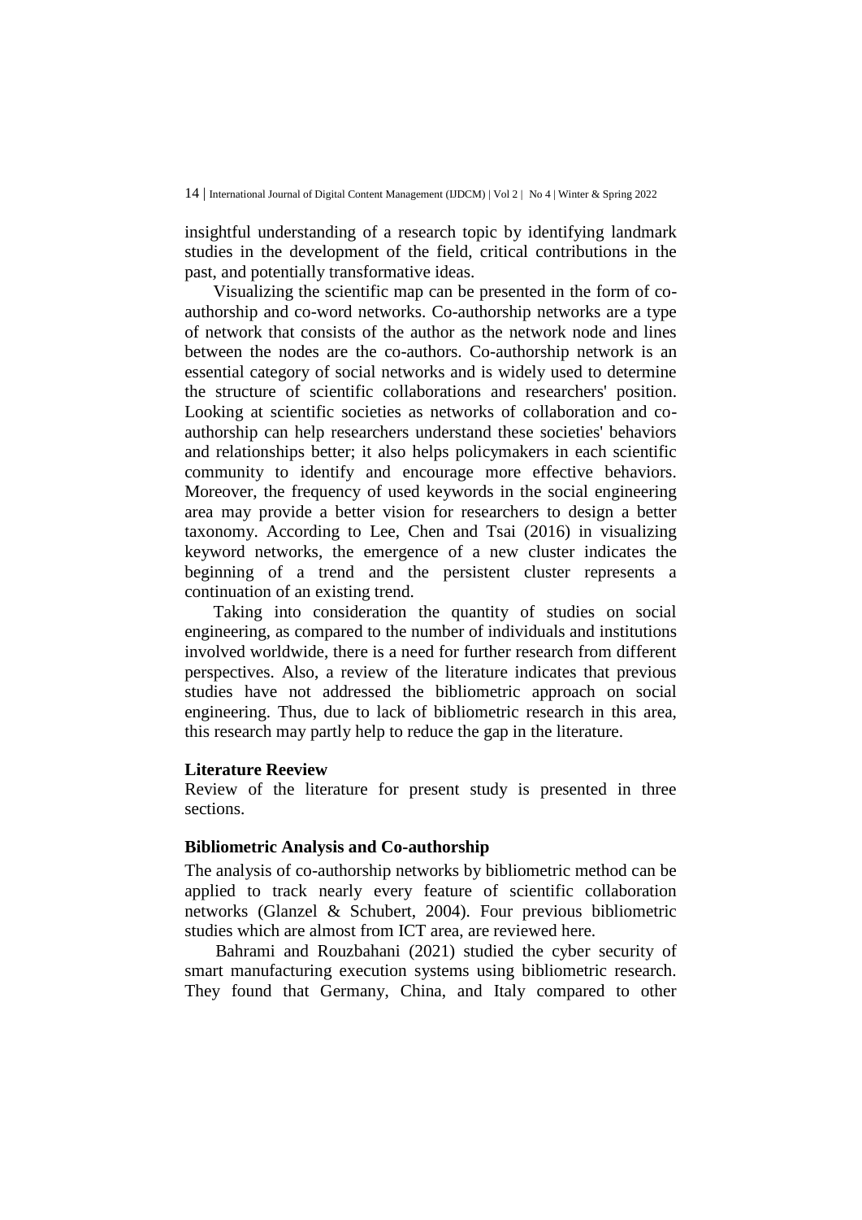insightful understanding of a research topic by identifying landmark studies in the development of the field, critical contributions in the past, and potentially transformative ideas.

Visualizing the scientific map can be presented in the form of co-authorship and co-word networks. Co-authorship networks are a type of network that consists of the author as the network node and lines between the nodes are the co-authors. Co-authorship network is an essential category of social networks and is widely used to determine the structure of scientific collaborations and researchers' position. Looking at scientific societies as networks of collaboration and co-authorship can help researchers understand these societies' behaviors and relationships better; it also helps policymakers in each scientific community to identify and encourage more effective behaviors. Moreover, the frequency of used keywords in the social engineering area may provide a better vision for researchers to design a better taxonomy. According to Lee, Chen and Tsai (2016) in visualizing keyword networks, the emergence of a new cluster indicates the beginning of a trend and the persistent cluster represents a continuation of an existing trend.

Taking into consideration the quantity of studies on social engineering, as compared to the number of individuals and institutions involved worldwide, there is a need for further research from different perspectives. Also, a review of the literature indicates that previous studies have not addressed the bibliometric approach on social engineering. Thus, due to lack of bibliometric research in this area, this research may partly help to reduce the gap in the literature.

## Literature Reeview

Review of the literature for present study is presented in three sections.

### Bibliometric Analysis and Co-authorship

The analysis of co-authorship networks by bibliometric method can be applied to track nearly every feature of scientific collaboration networks (Glanzel & Schubert, 2004). Four previous bibliometric studies which are almost from ICT area, are reviewed here.

Bahrami and Rouzbahani (2021) studied the cyber security of smart manufacturing execution systems using bibliometric research. They found that Germany, China, and Italy compared to other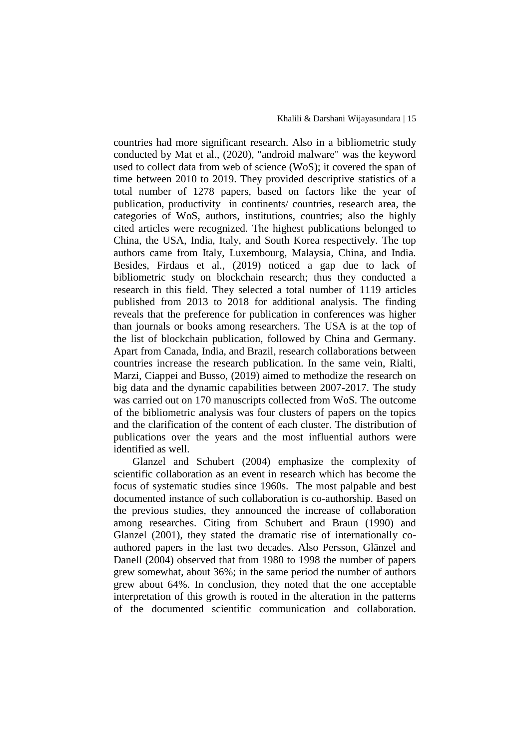countries had more significant research. Also in a bibliometric study conducted by Mat et al., (2020), "android malware" was the keyword used to collect data from web of science (WoS); it covered the span of time between 2010 to 2019. They provided descriptive statistics of a total number of 1278 papers, based on factors like the year of publication, productivity in continents/ countries, research area, the categories of WoS, authors, institutions, countries; also the highly cited articles were recognized. The highest publications belonged to China, the USA, India, Italy, and South Korea respectively. The top authors came from Italy, Luxembourg, Malaysia, China, and India. Besides, Firdaus et al., (2019) noticed a gap due to lack of bibliometric study on blockchain research; thus they conducted a research in this field. They selected a total number of 1119 articles published from 2013 to 2018 for additional analysis. The finding reveals that the preference for publication in conferences was higher than journals or books among researchers. The USA is at the top of the list of blockchain publication, followed by China and Germany. Apart from Canada, India, and Brazil, research collaborations between countries increase the research publication. In the same vein, Rialti, Marzi, Ciappei and Busso, (2019) aimed to methodize the research on big data and the dynamic capabilities between 2007-2017. The study was carried out on 170 manuscripts collected from WoS. The outcome of the bibliometric analysis was four clusters of papers on the topics and the clarification of the content of each cluster. The distribution of publications over the years and the most influential authors were identified as well.

Glanzel and Schubert (2004) emphasize the complexity of scientific collaboration as an event in research which has become the focus of systematic studies since 1960s. The most palpable and best documented instance of such collaboration is co-authorship. Based on the previous studies, they announced the increase of collaboration among researches. Citing from Schubert and Braun (1990) and Glanzel (2001), they stated the dramatic rise of internationally co-authored papers in the last two decades. Also Persson, Glänzel and Danell (2004) observed that from 1980 to 1998 the number of papers grew somewhat, about 36%; in the same period the number of authors grew about 64%. In conclusion, they noted that the one acceptable interpretation of this growth is rooted in the alteration in the patterns of the documented scientific communication and collaboration.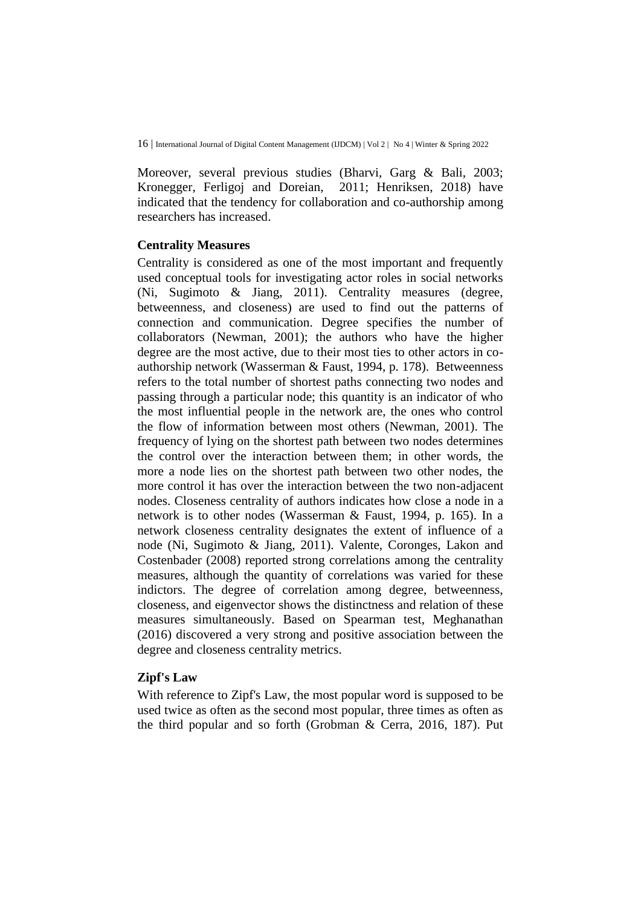Moreover, several previous studies (Bharvi, Garg & Bali, 2003; Kronegger, Ferligoj and Doreian, 2011; Henriksen, 2018) have indicated that the tendency for collaboration and co-authorship among researchers has increased.

### Centrality Measures

Centrality is considered as one of the most important and frequently used conceptual tools for investigating actor roles in social networks (Ni, Sugimoto & Jiang, 2011). Centrality measures (degree, betweenness, and closeness) are used to find out the patterns of connection and communication. Degree specifies the number of collaborators (Newman, 2001); the authors who have the higher degree are the most active, due to their most ties to other actors in co-authorship network (Wasserman & Faust, 1994, p. 178). Betweenness refers to the total number of shortest paths connecting two nodes and passing through a particular node; this quantity is an indicator of who the most influential people in the network are, the ones who control the flow of information between most others (Newman, 2001). The frequency of lying on the shortest path between two nodes determines the control over the interaction between them; in other words, the more a node lies on the shortest path between two other nodes, the more control it has over the interaction between the two non-adjacent nodes. Closeness centrality of authors indicates how close a node in a network is to other nodes (Wasserman & Faust, 1994, p. 165). In a network closeness centrality designates the extent of influence of a node (Ni, Sugimoto & Jiang, 2011). Valente, Coronges, Lakon and Costenbader (2008) reported strong correlations among the centrality measures, although the quantity of correlations was varied for these indictors. The degree of correlation among degree, betweenness, closeness, and eigenvector shows the distinctness and relation of these measures simultaneously. Based on Spearman test, Meghanathan (2016) discovered a very strong and positive association between the degree and closeness centrality metrics.

### Zipf's Law

With reference to Zipf's Law, the most popular word is supposed to be used twice as often as the second most popular, three times as often as the third popular and so forth (Grobman & Cerra, 2016, 187). Put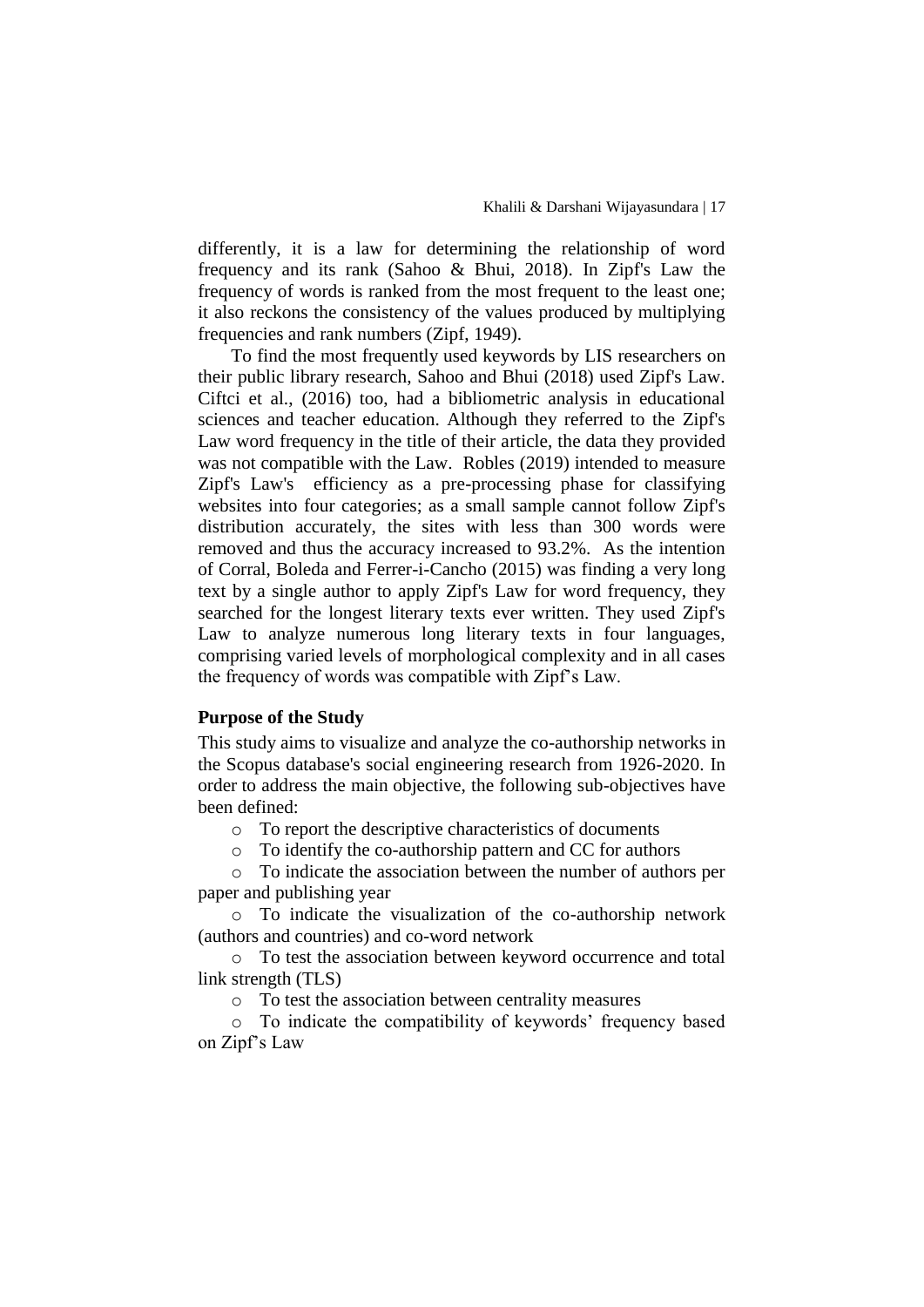differently, it is a law for determining the relationship of word frequency and its rank (Sahoo & Bhui, 2018). In Zipf's Law the frequency of words is ranked from the most frequent to the least one; it also reckons the consistency of the values produced by multiplying frequencies and rank numbers (Zipf, 1949).

To find the most frequently used keywords by LIS researchers on their public library research, Sahoo and Bhui (2018) used Zipf's Law. Ciftci et al., (2016) too, had a bibliometric analysis in educational sciences and teacher education. Although they referred to the Zipf's Law word frequency in the title of their article, the data they provided was not compatible with the Law. Robles (2019) intended to measure Zipf's Law's efficiency as a pre-processing phase for classifying websites into four categories; as a small sample cannot follow Zipf's distribution accurately, the sites with less than 300 words were removed and thus the accuracy increased to 93.2%. As the intention of Corral, Boleda and Ferrer-i-Cancho (2015) was finding a very long text by a single author to apply Zipf's Law for word frequency, they searched for the longest literary texts ever written. They used Zipf's Law to analyze numerous long literary texts in four languages, comprising varied levels of morphological complexity and in all cases the frequency of words was compatible with Zipf's Law.

**Purpose of the Study**

This study aims to visualize and analyze the co-authorship networks in the Scopus database's social engineering research from 1926-2020. In order to address the main objective, the following sub-objectives have been defined:

- To report the descriptive characteristics of documents
- To identify the co-authorship pattern and CC for authors
- To indicate the association between the number of authors per paper and publishing year
- To indicate the visualization of the co-authorship network (authors and countries) and co-word network
- To test the association between keyword occurrence and total link strength (TLS)
- To test the association between centrality measures
- To indicate the compatibility of keywords' frequency based on Zipf's Law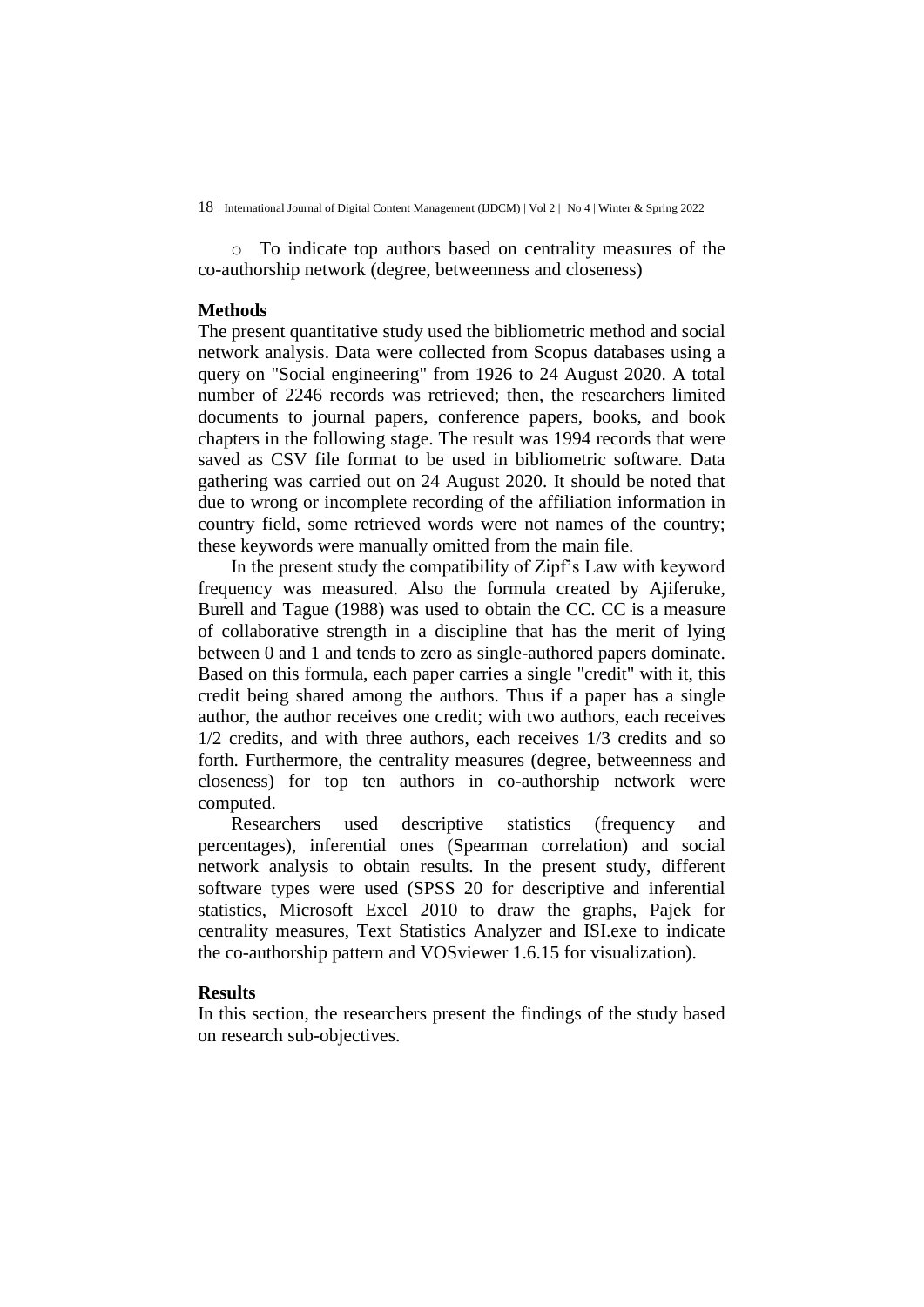- To indicate top authors based on centrality measures of the co-authorship network (degree, betweenness and closeness)

## Methods

The present quantitative study used the bibliometric method and social network analysis. Data were collected from Scopus databases using a query on "Social engineering" from 1926 to 24 August 2020. A total number of 2246 records was retrieved; then, the researchers limited documents to journal papers, conference papers, books, and book chapters in the following stage. The result was 1994 records that were saved as CSV file format to be used in bibliometric software. Data gathering was carried out on 24 August 2020. It should be noted that due to wrong or incomplete recording of the affiliation information in country field, some retrieved words were not names of the country; these keywords were manually omitted from the main file.

In the present study the compatibility of Zipf's Law with keyword frequency was measured. Also the formula created by Ajiferuke, Burell and Tague (1988) was used to obtain the CC. CC is a measure of collaborative strength in a discipline that has the merit of lying between 0 and 1 and tends to zero as single-authored papers dominate. Based on this formula, each paper carries a single "credit" with it, this credit being shared among the authors. Thus if a paper has a single author, the author receives one credit; with two authors, each receives 1/2 credits, and with three authors, each receives 1/3 credits and so forth. Furthermore, the centrality measures (degree, betweenness and closeness) for top ten authors in co-authorship network were computed.

Researchers used descriptive statistics (frequency and percentages), inferential ones (Spearman correlation) and social network analysis to obtain results. In the present study, different software types were used (SPSS 20 for descriptive and inferential statistics, Microsoft Excel 2010 to draw the graphs, Pajek for centrality measures, Text Statistics Analyzer and ISI.exe to indicate the co-authorship pattern and VOSviewer 1.6.15 for visualization).

## Results

In this section, the researchers present the findings of the study based on research sub-objectives.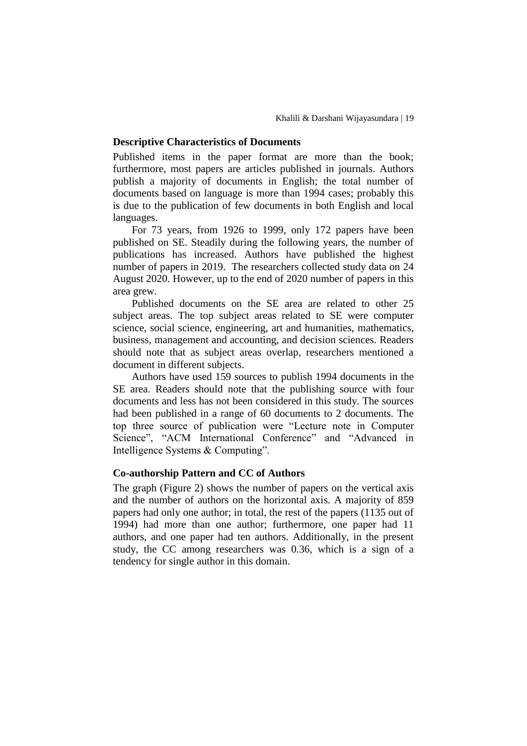### Descriptive Characteristics of Documents

Published items in the paper format are more than the book; furthermore, most papers are articles published in journals. Authors publish a majority of documents in English; the total number of documents based on language is more than 1994 cases; probably this is due to the publication of few documents in both English and local languages.

For 73 years, from 1926 to 1999, only 172 papers have been published on SE. Steadily during the following years, the number of publications has increased. Authors have published the highest number of papers in 2019. The researchers collected study data on 24 August 2020. However, up to the end of 2020 number of papers in this area grew.

Published documents on the SE area are related to other 25 subject areas. The top subject areas related to SE were computer science, social science, engineering, art and humanities, mathematics, business, management and accounting, and decision sciences. Readers should note that as subject areas overlap, researchers mentioned a document in different subjects.

Authors have used 159 sources to publish 1994 documents in the SE area. Readers should note that the publishing source with four documents and less has not been considered in this study. The sources had been published in a range of 60 documents to 2 documents. The top three source of publication were "Lecture note in Computer Science", "ACM International Conference" and "Advanced in Intelligence Systems & Computing".

### Co-authorship Pattern and CC of Authors

The graph (Figure 2) shows the number of papers on the vertical axis and the number of authors on the horizontal axis. A majority of 859 papers had only one author; in total, the rest of the papers (1135 out of 1994) had more than one author; furthermore, one paper had 11 authors, and one paper had ten authors. Additionally, in the present study, the CC among researchers was 0.36, which is a sign of a tendency for single author in this domain.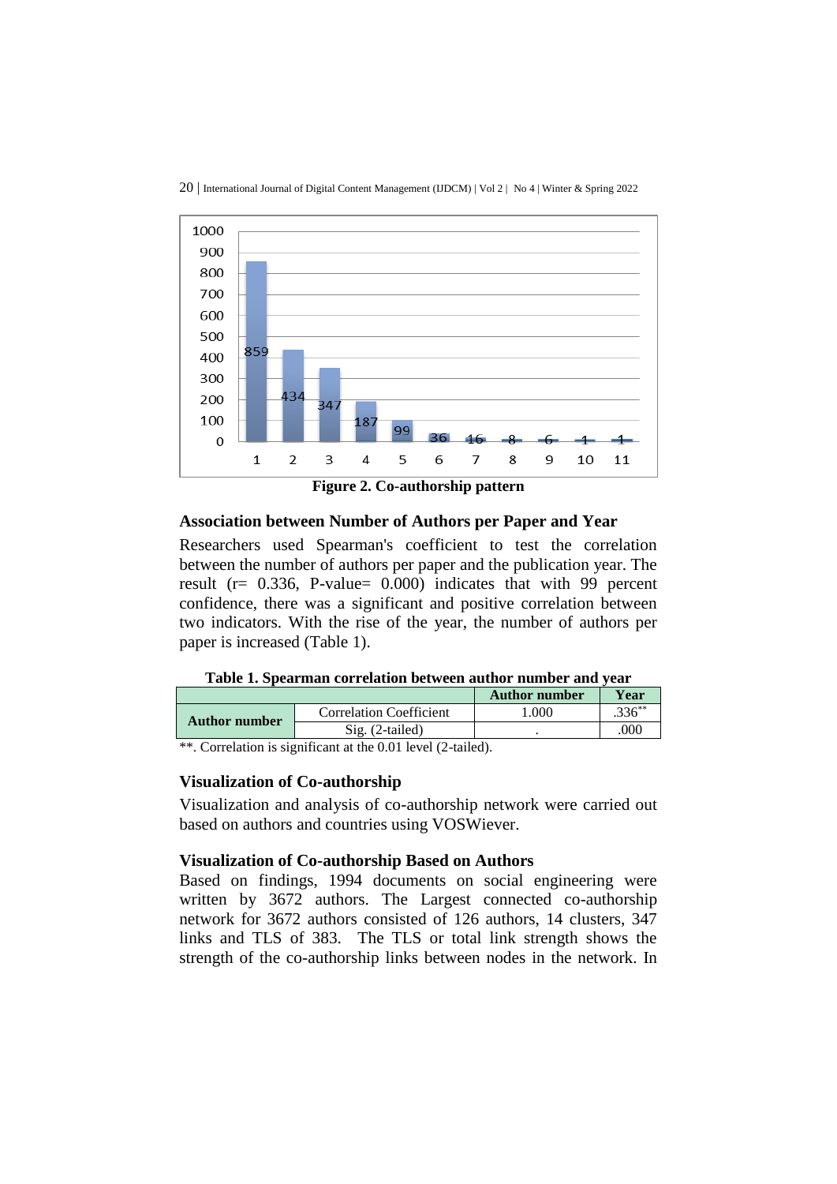Figure 2. Co-authorship pattern

## Association between Number of Authors per Paper and Year

Researchers used Spearman's coefficient to test the correlation between the number of authors per paper and the publication year. The result (r= 0.336, P-value= 0.000) indicates that with 99 percent confidence, there was a significant and positive correlation between two indicators. With the rise of the year, the number of authors per paper is increased (Table 1).

**Table 1. Spearman correlation between author number and year**

| | | Author number | Year |
|---|---|---|---|
| **Author number** | Correlation Coefficient | 1.000 | .336** |
| | Sig. (2-tailed) | . | .000 |

**. Correlation is significant at the 0.01 level (2-tailed).

## Visualization of Co-authorship

Visualization and analysis of co-authorship network were carried out based on authors and countries using VOSWiever.

## Visualization of Co-authorship Based on Authors

Based on findings, 1994 documents on social engineering were written by 3672 authors. The Largest connected co-authorship network for 3672 authors consisted of 126 authors, 14 clusters, 347 links and TLS of 383. The TLS or total link strength shows the strength of the co-authorship links between nodes in the network. In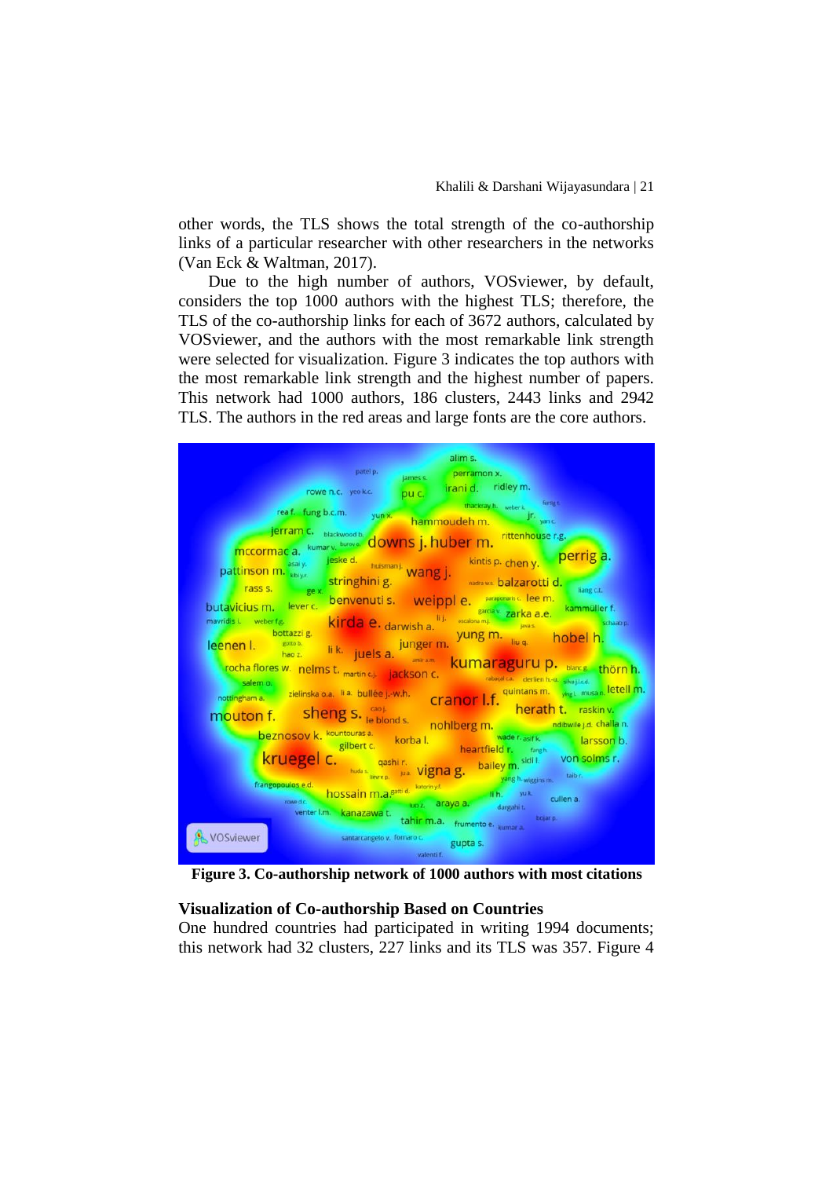other words, the TLS shows the total strength of the co-authorship links of a particular researcher with other researchers in the networks (Van Eck & Waltman, 2017).

Due to the high number of authors, VOSviewer, by default, considers the top 1000 authors with the highest TLS; therefore, the TLS of the co-authorship links for each of 3672 authors, calculated by VOSviewer, and the authors with the most remarkable link strength were selected for visualization. Figure 3 indicates the top authors with the most remarkable link strength and the highest number of papers. This network had 1000 authors, 186 clusters, 2443 links and 2942 TLS. The authors in the red areas and large fonts are the core authors.

**Figure 3. Co-authorship network of 1000 authors with most citations**

## Visualization of Co-authorship Based on Countries

One hundred countries had participated in writing 1994 documents; this network had 32 clusters, 227 links and its TLS was 357. Figure 4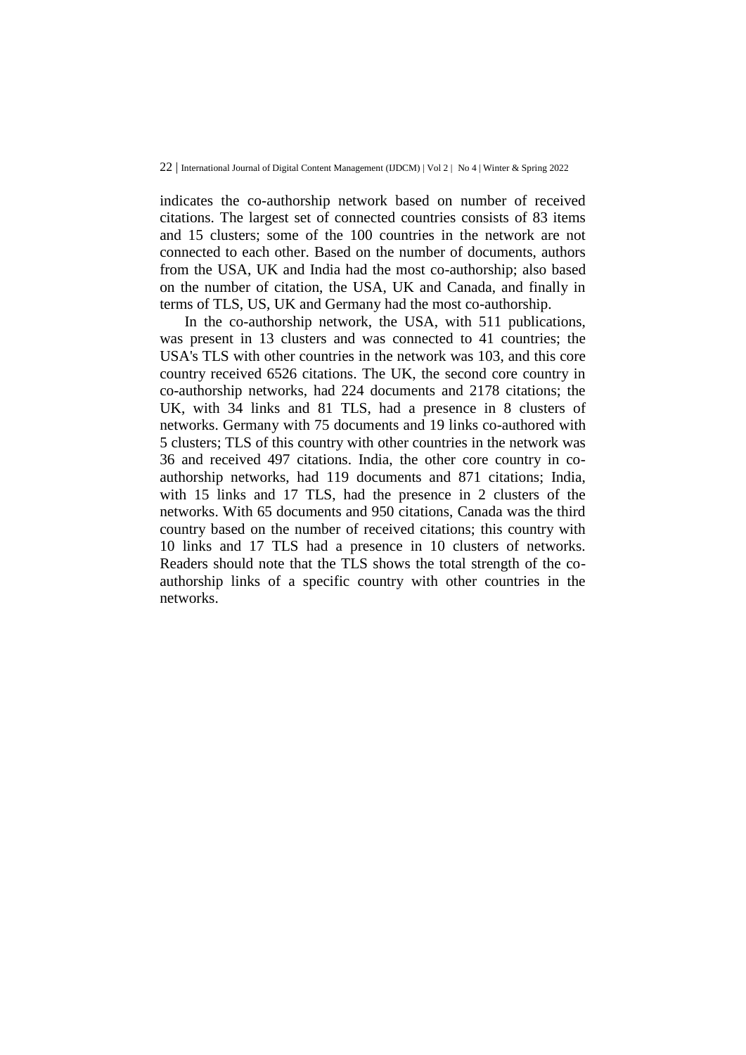indicates the co-authorship network based on number of received citations. The largest set of connected countries consists of 83 items and 15 clusters; some of the 100 countries in the network are not connected to each other. Based on the number of documents, authors from the USA, UK and India had the most co-authorship; also based on the number of citation, the USA, UK and Canada, and finally in terms of TLS, US, UK and Germany had the most co-authorship.

In the co-authorship network, the USA, with 511 publications, was present in 13 clusters and was connected to 41 countries; the USA's TLS with other countries in the network was 103, and this core country received 6526 citations. The UK, the second core country in co-authorship networks, had 224 documents and 2178 citations; the UK, with 34 links and 81 TLS, had a presence in 8 clusters of networks. Germany with 75 documents and 19 links co-authored with 5 clusters; TLS of this country with other countries in the network was 36 and received 497 citations. India, the other core country in co-authorship networks, had 119 documents and 871 citations; India, with 15 links and 17 TLS, had the presence in 2 clusters of the networks. With 65 documents and 950 citations, Canada was the third country based on the number of received citations; this country with 10 links and 17 TLS had a presence in 10 clusters of networks. Readers should note that the TLS shows the total strength of the co-authorship links of a specific country with other countries in the networks.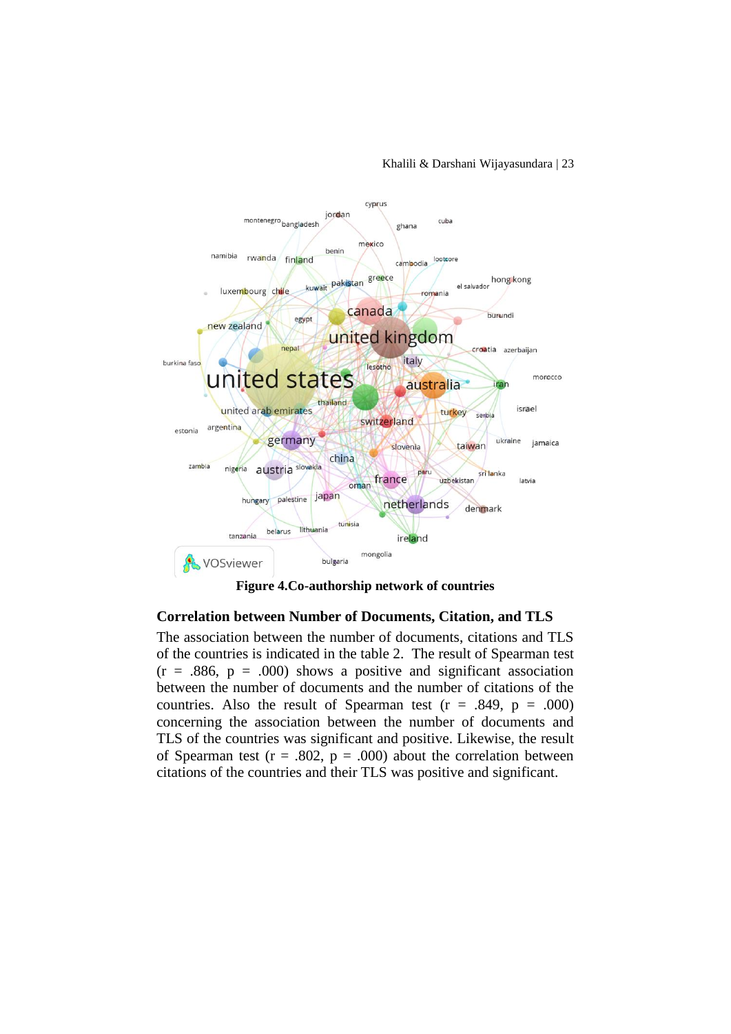**Figure 4.Co-authorship network of countries**

### Correlation between Number of Documents, Citation, and TLS

The association between the number of documents, citations and TLS of the countries is indicated in the table 2. The result of Spearman test ($r = .886$, $p = .000$) shows a positive and significant association between the number of documents and the number of citations of the countries. Also the result of Spearman test ($r = .849$, $p = .000$) concerning the association between the number of documents and TLS of the countries was significant and positive. Likewise, the result of Spearman test ($r = .802$, $p = .000$) about the correlation between citations of the countries and their TLS was positive and significant.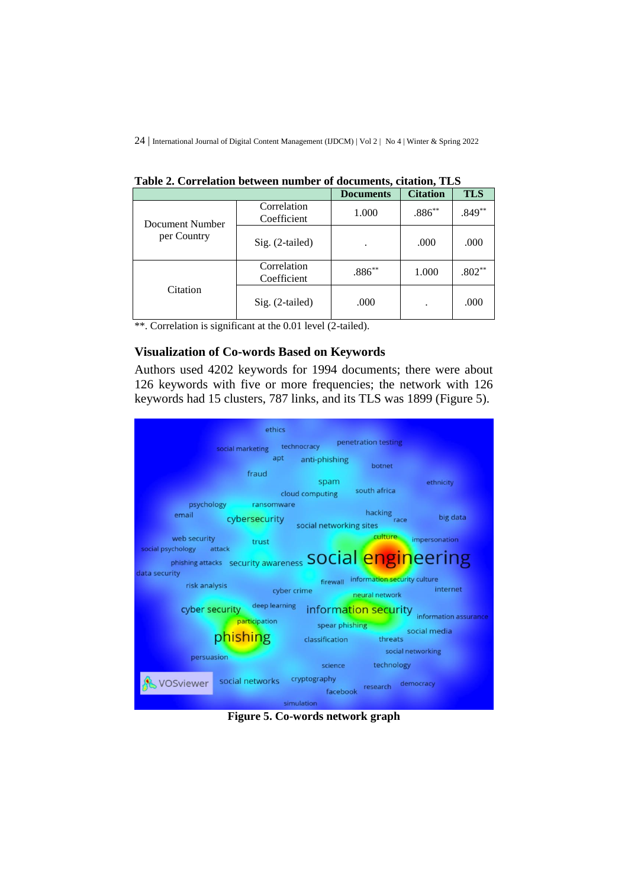**Table 2. Correlation between number of documents, citation, TLS**

| | | Documents | Citation | TLS |
|---|---|---|---|---|
| Document Number per Country | Correlation Coefficient | 1.000 | .886** | .849** |
| | Sig. (2-tailed) | . | .000 | .000 |
| Citation | Correlation Coefficient | .886** | 1.000 | .802** |
| | Sig. (2-tailed) | .000 | . | .000 |

**. Correlation is significant at the 0.01 level (2-tailed).

### Visualization of Co-words Based on Keywords

Authors used 4202 keywords for 1994 documents; there were about 126 keywords with five or more frequencies; the network with 126 keywords had 15 clusters, 787 links, and its TLS was 1899 (Figure 5).

**Figure 5. Co-words network graph**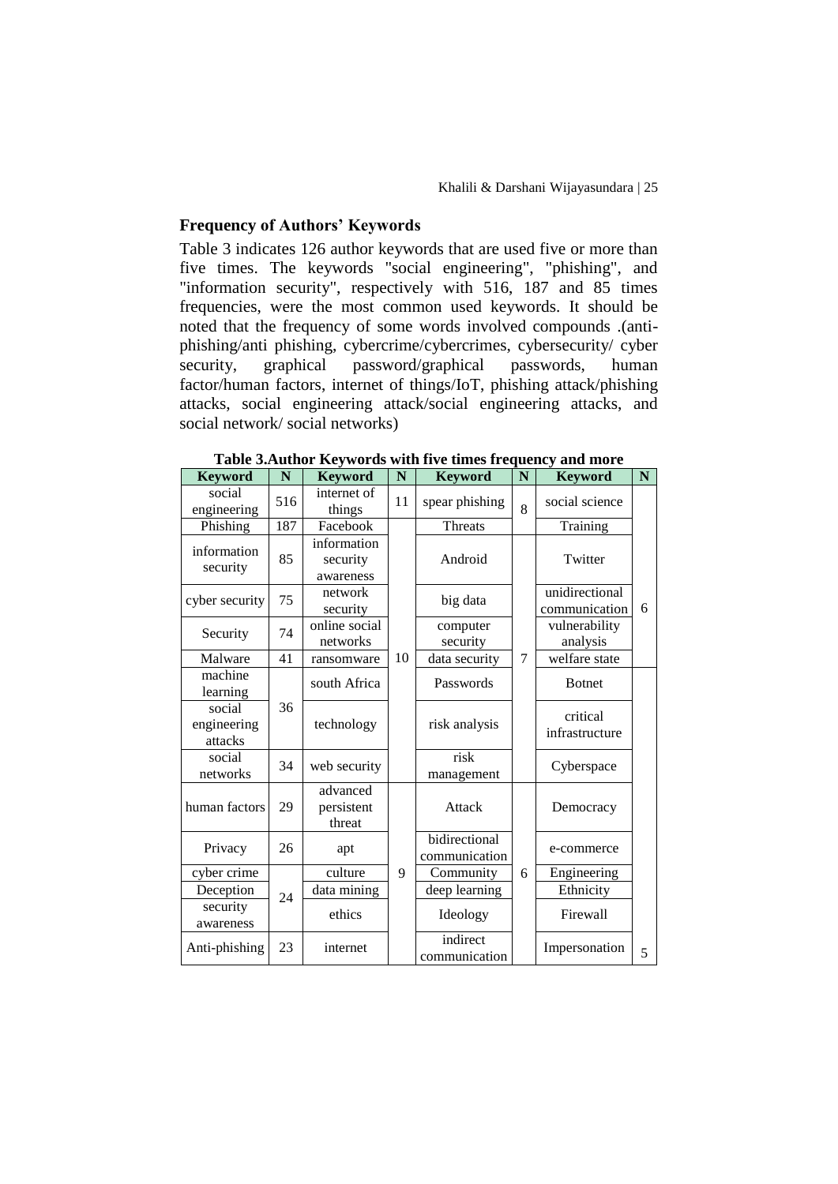## Frequency of Authors' Keywords

Table 3 indicates 126 author keywords that are used five or more than five times. The keywords "social engineering", "phishing", and "information security", respectively with 516, 187 and 85 times frequencies, were the most common used keywords. It should be noted that the frequency of some words involved compounds .(anti-phishing/anti phishing, cybercrime/cybercrimes, cybersecurity/ cyber security, graphical password/graphical passwords, human factor/human factors, internet of things/IoT, phishing attack/phishing attacks, social engineering attack/social engineering attacks, and social network/ social networks)

**Table 3.Author Keywords with five times frequency and more**

| Keyword | N | Keyword | N | Keyword | N | Keyword | N |
|---|---|---|---|---|---|---|---|
| social engineering | 516 | internet of things | 11 | spear phishing | 8 | social science | 6 |
| Phishing | 187 | Facebook | 10 | Threats | 8 | Training | 6 |
| information security | 85 | information security awareness | 10 | Android | 7 | Twitter | 6 |
| cyber security | 75 | network security | 10 | big data | 7 | unidirectional communication | 6 |
| Security | 74 | online social networks | 10 | computer security | 7 | vulnerability analysis | 6 |
| Malware | 41 | ransomware | 10 | data security | 7 | welfare state | 6 |
| machine learning | 36 | south Africa | 10 | Passwords | 7 | Botnet | 5 |
| social engineering attacks | 36 | technology | 10 | risk analysis | 7 | critical infrastructure | 5 |
| social networks | 34 | web security | 10 | risk management | 7 | Cyberspace | 5 |
| human factors | 29 | advanced persistent threat | 9 | Attack | 6 | Democracy | 5 |
| Privacy | 26 | apt | 9 | bidirectional communication | 6 | e-commerce | 5 |
| cyber crime | 24 | culture | 9 | Community | 6 | Engineering | 5 |
| Deception | 24 | data mining | 9 | deep learning | 6 | Ethnicity | 5 |
| security awareness | 24 | ethics | 9 | Ideology | 6 | Firewall | 5 |
| Anti-phishing | 23 | internet | 9 | indirect communication | 6 | Impersonation | 5 |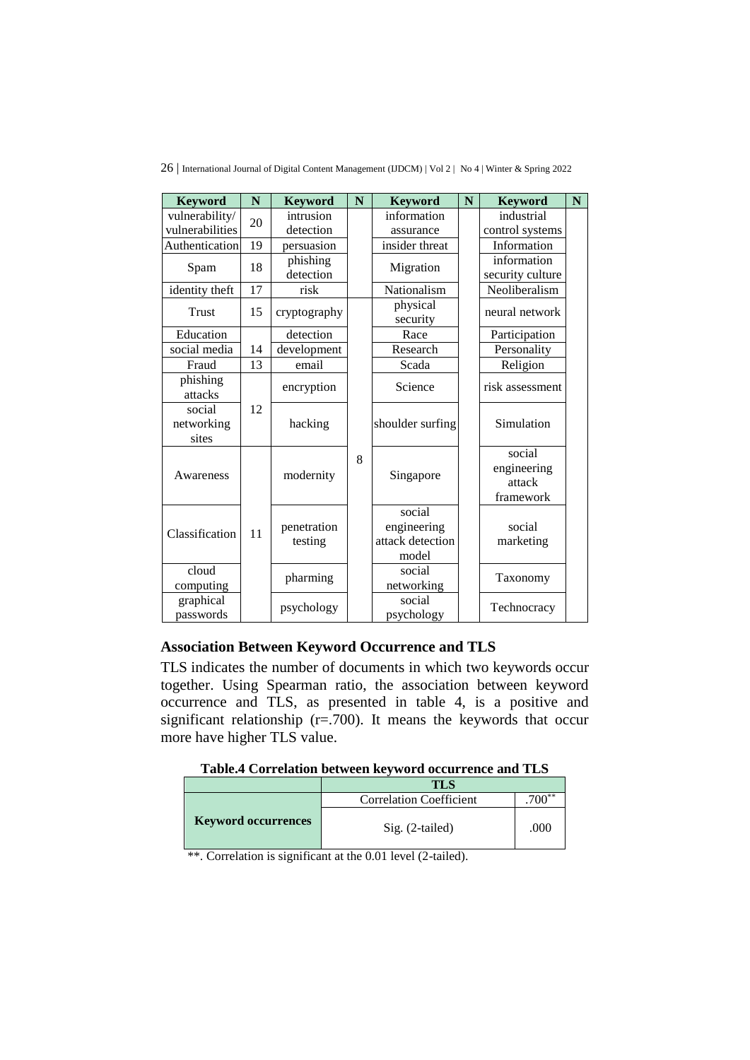| Keyword | N | Keyword | N | Keyword | N | Keyword | N |
|---|---|---|---|---|---|---|---|
| vulnerability/ vulnerabilities | 20 | intrusion detection | | information assurance | | industrial control systems | |
| Authentication | 19 | persuasion | | insider threat | | Information | |
| Spam | 18 | phishing detection | | Migration | | information security culture | |
| identity theft | 17 | risk | | Nationalism | | Neoliberalism | |
| Trust | 15 | cryptography | | physical security | | neural network | |
| Education | | detection | | Race | | Participation | |
| social media | 14 | development | | Research | | Personality | |
| Fraud | 13 | email | | Scada | | Religion | |
| phishing attacks | | encryption | | Science | | risk assessment | |
| social networking sites | 12 | hacking | | shoulder surfing | | Simulation | |
| Awareness | | modernity | 8 | Singapore | | social engineering attack framework | |
| Classification | 11 | penetration testing | | social engineering attack detection model | | social marketing | |
| cloud computing | | pharming | | social networking | | Taxonomy | |
| graphical passwords | | psychology | | social psychology | | Technocracy | |

## Association Between Keyword Occurrence and TLS

TLS indicates the number of documents in which two keywords occur together. Using Spearman ratio, the association between keyword occurrence and TLS, as presented in table 4, is a positive and significant relationship (r=.700). It means the keywords that occur more have higher TLS value.

**Table.4 Correlation between keyword occurrence and TLS**

| | TLS | |
|---|---|---|
| **Keyword occurrences** | Correlation Coefficient | .700** |
| | Sig. (2-tailed) | .000 |

**. Correlation is significant at the 0.01 level (2-tailed).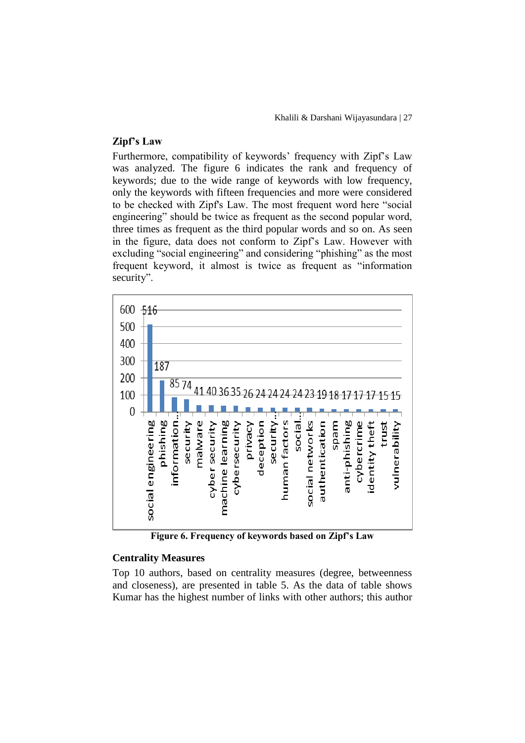### Zipf's Law

Furthermore, compatibility of keywords' frequency with Zipf's Law was analyzed. The figure 6 indicates the rank and frequency of keywords; due to the wide range of keywords with low frequency, only the keywords with fifteen frequencies and more were considered to be checked with Zipf's Law. The most frequent word here "social engineering" should be twice as frequent as the second popular word, three times as frequent as the third popular words and so on. As seen in the figure, data does not conform to Zipf's Law. However with excluding "social engineering" and considering "phishing" as the most frequent keyword, it almost is twice as frequent as "information security".

| Keyword | Frequency |
|---|---|
| social engineering | 516 |
| phishing | 187 |
| information... | 85 |
| security | 74 |
| malware | 41 |
| cyber security | 40 |
| machine learning | 36 |
| cybersecurity | 35 |
| privacy | 26 |
| deception | 24 |
| security... | 24 |
| human factors | 24 |
| social... | 24 |
| social networks | 23 |
| authentication | 19 |
| spam | 18 |
| anti-phishing | 17 |
| cybercrime | 17 |
| identity theft | 17 |
| trust | 15 |
| vulnerability | 15 |

**Figure 6. Frequency of keywords based on Zipf's Law**

### Centrality Measures

Top 10 authors, based on centrality measures (degree, betweenness and closeness), are presented in table 5. As the data of table shows Kumar has the highest number of links with other authors; this author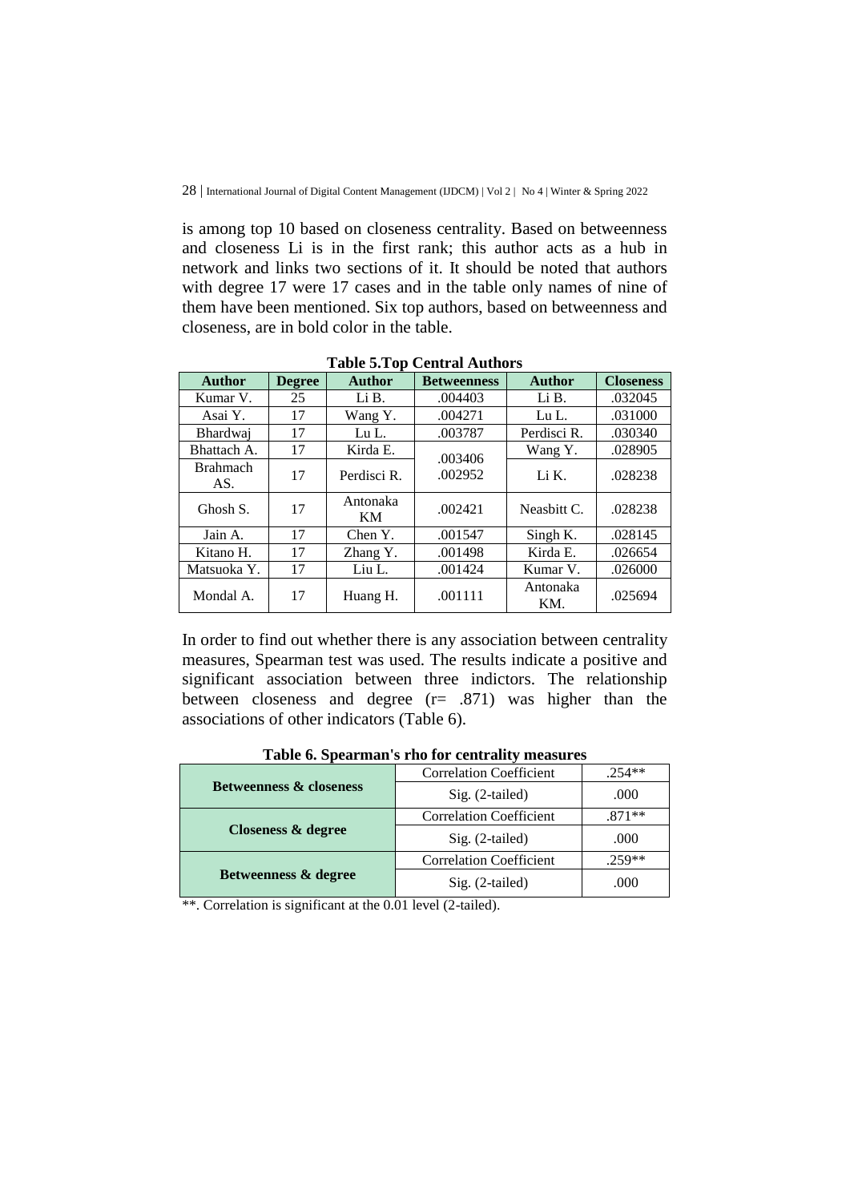is among top 10 based on closeness centrality. Based on betweenness and closeness Li is in the first rank; this author acts as a hub in network and links two sections of it. It should be noted that authors with degree 17 were 17 cases and in the table only names of nine of them have been mentioned. Six top authors, based on betweenness and closeness, are in bold color in the table.

**Table 5.Top Central Authors**

| Author | Degree | Author | Betweenness | Author | Closeness |
|---|---|---|---|---|---|
| Kumar V. | 25 | Li B. | .004403 | Li B. | .032045 |
| Asai Y. | 17 | Wang Y. | .004271 | Lu L. | .031000 |
| Bhardwaj | 17 | Lu L. | .003787 | Perdisci R. | .030340 |
| Bhattach A. | 17 | Kirda E. | .003406 | Wang Y. | .028905 |
| Brahmach AS. | 17 | Perdisci R. | .002952 | Li K. | .028238 |
| Ghosh S. | 17 | Antonaka KM | .002421 | Neasbitt C. | .028238 |
| Jain A. | 17 | Chen Y. | .001547 | Singh K. | .028145 |
| Kitano H. | 17 | Zhang Y. | .001498 | Kirda E. | .026654 |
| Matsuoka Y. | 17 | Liu L. | .001424 | Kumar V. | .026000 |
| Mondal A. | 17 | Huang H. | .001111 | Antonaka KM. | .025694 |

In order to find out whether there is any association between centrality measures, Spearman test was used. The results indicate a positive and significant association between three indictors. The relationship between closeness and degree (r= .871) was higher than the associations of other indicators (Table 6).

**Table 6. Spearman's rho for centrality measures**

| | | |
|---|---|---|
| **Betweenness & closeness** | Correlation Coefficient | .254** |
| | Sig. (2-tailed) | .000 |
| **Closeness & degree** | Correlation Coefficient | .871** |
| | Sig. (2-tailed) | .000 |
| **Betweenness & degree** | Correlation Coefficient | .259** |
| | Sig. (2-tailed) | .000 |

**. Correlation is significant at the 0.01 level (2-tailed).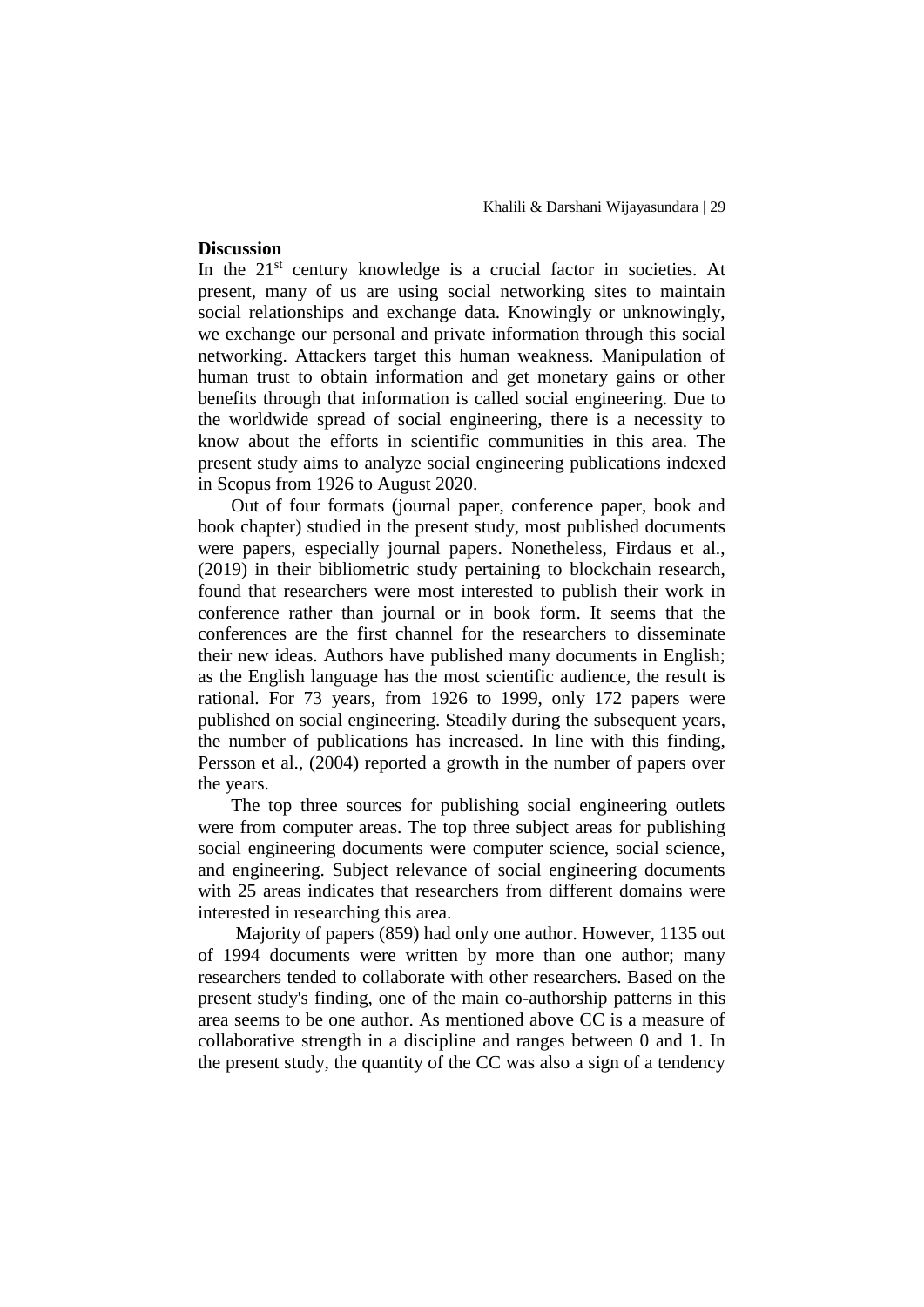## Discussion

In the 21st century knowledge is a crucial factor in societies. At present, many of us are using social networking sites to maintain social relationships and exchange data. Knowingly or unknowingly, we exchange our personal and private information through this social networking. Attackers target this human weakness. Manipulation of human trust to obtain information and get monetary gains or other benefits through that information is called social engineering. Due to the worldwide spread of social engineering, there is a necessity to know about the efforts in scientific communities in this area. The present study aims to analyze social engineering publications indexed in Scopus from 1926 to August 2020.

Out of four formats (journal paper, conference paper, book and book chapter) studied in the present study, most published documents were papers, especially journal papers. Nonetheless, Firdaus et al., (2019) in their bibliometric study pertaining to blockchain research, found that researchers were most interested to publish their work in conference rather than journal or in book form. It seems that the conferences are the first channel for the researchers to disseminate their new ideas. Authors have published many documents in English; as the English language has the most scientific audience, the result is rational. For 73 years, from 1926 to 1999, only 172 papers were published on social engineering. Steadily during the subsequent years, the number of publications has increased. In line with this finding, Persson et al., (2004) reported a growth in the number of papers over the years.

The top three sources for publishing social engineering outlets were from computer areas. The top three subject areas for publishing social engineering documents were computer science, social science, and engineering. Subject relevance of social engineering documents with 25 areas indicates that researchers from different domains were interested in researching this area.

Majority of papers (859) had only one author. However, 1135 out of 1994 documents were written by more than one author; many researchers tended to collaborate with other researchers. Based on the present study's finding, one of the main co-authorship patterns in this area seems to be one author. As mentioned above CC is a measure of collaborative strength in a discipline and ranges between 0 and 1. In the present study, the quantity of the CC was also a sign of a tendency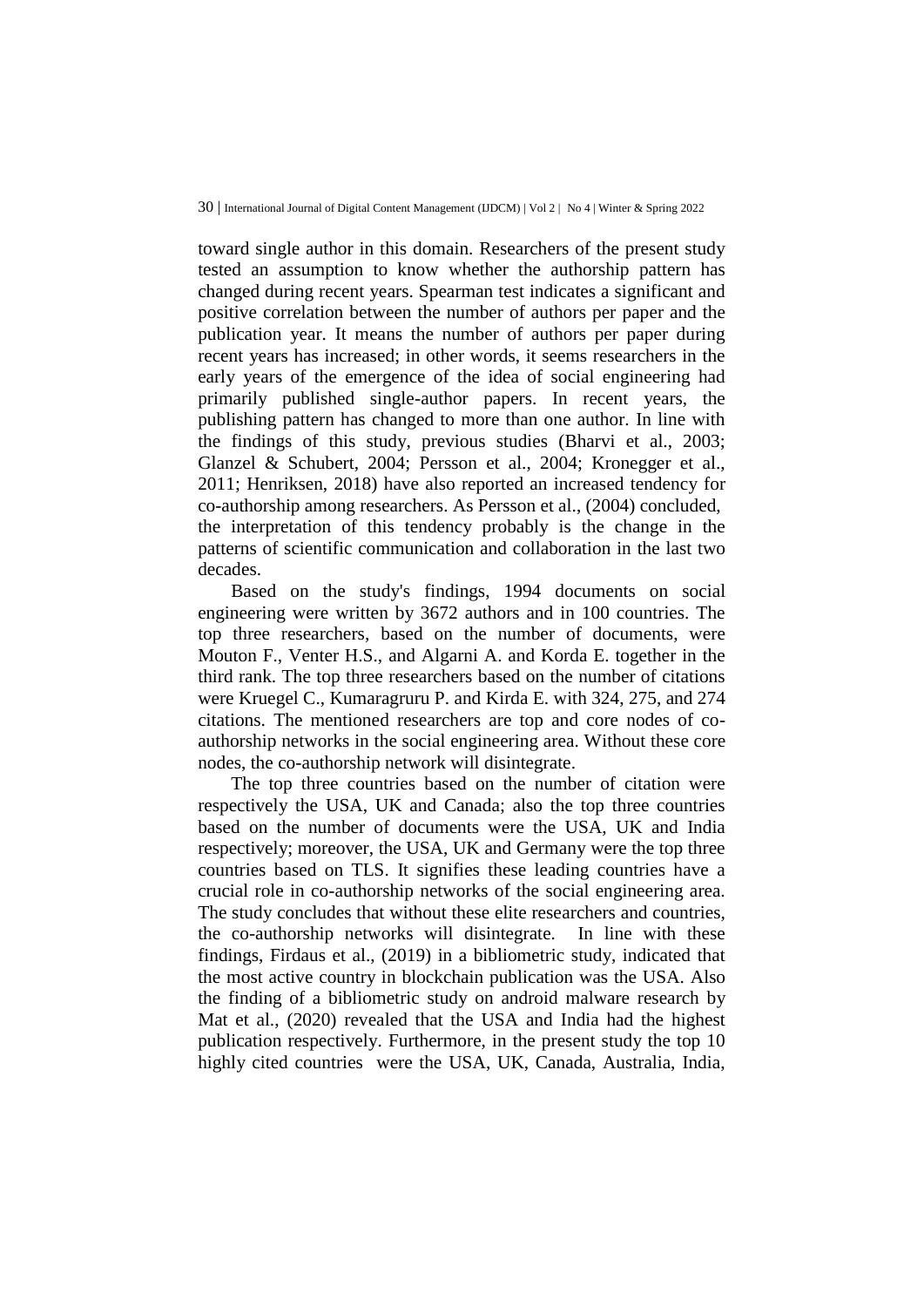toward single author in this domain. Researchers of the present study tested an assumption to know whether the authorship pattern has changed during recent years. Spearman test indicates a significant and positive correlation between the number of authors per paper and the publication year. It means the number of authors per paper during recent years has increased; in other words, it seems researchers in the early years of the emergence of the idea of social engineering had primarily published single-author papers. In recent years, the publishing pattern has changed to more than one author. In line with the findings of this study, previous studies (Bharvi et al., 2003; Glanzel & Schubert, 2004; Persson et al., 2004; Kronegger et al., 2011; Henriksen, 2018) have also reported an increased tendency for co-authorship among researchers. As Persson et al., (2004) concluded, the interpretation of this tendency probably is the change in the patterns of scientific communication and collaboration in the last two decades.

Based on the study's findings, 1994 documents on social engineering were written by 3672 authors and in 100 countries. The top three researchers, based on the number of documents, were Mouton F., Venter H.S., and Algarni A. and Korda E. together in the third rank. The top three researchers based on the number of citations were Kruegel C., Kumaragruru P. and Kirda E. with 324, 275, and 274 citations. The mentioned researchers are top and core nodes of co-authorship networks in the social engineering area. Without these core nodes, the co-authorship network will disintegrate.

The top three countries based on the number of citation were respectively the USA, UK and Canada; also the top three countries based on the number of documents were the USA, UK and India respectively; moreover, the USA, UK and Germany were the top three countries based on TLS. It signifies these leading countries have a crucial role in co-authorship networks of the social engineering area. The study concludes that without these elite researchers and countries, the co-authorship networks will disintegrate. In line with these findings, Firdaus et al., (2019) in a bibliometric study, indicated that the most active country in blockchain publication was the USA. Also the finding of a bibliometric study on android malware research by Mat et al., (2020) revealed that the USA and India had the highest publication respectively. Furthermore, in the present study the top 10 highly cited countries were the USA, UK, Canada, Australia, India,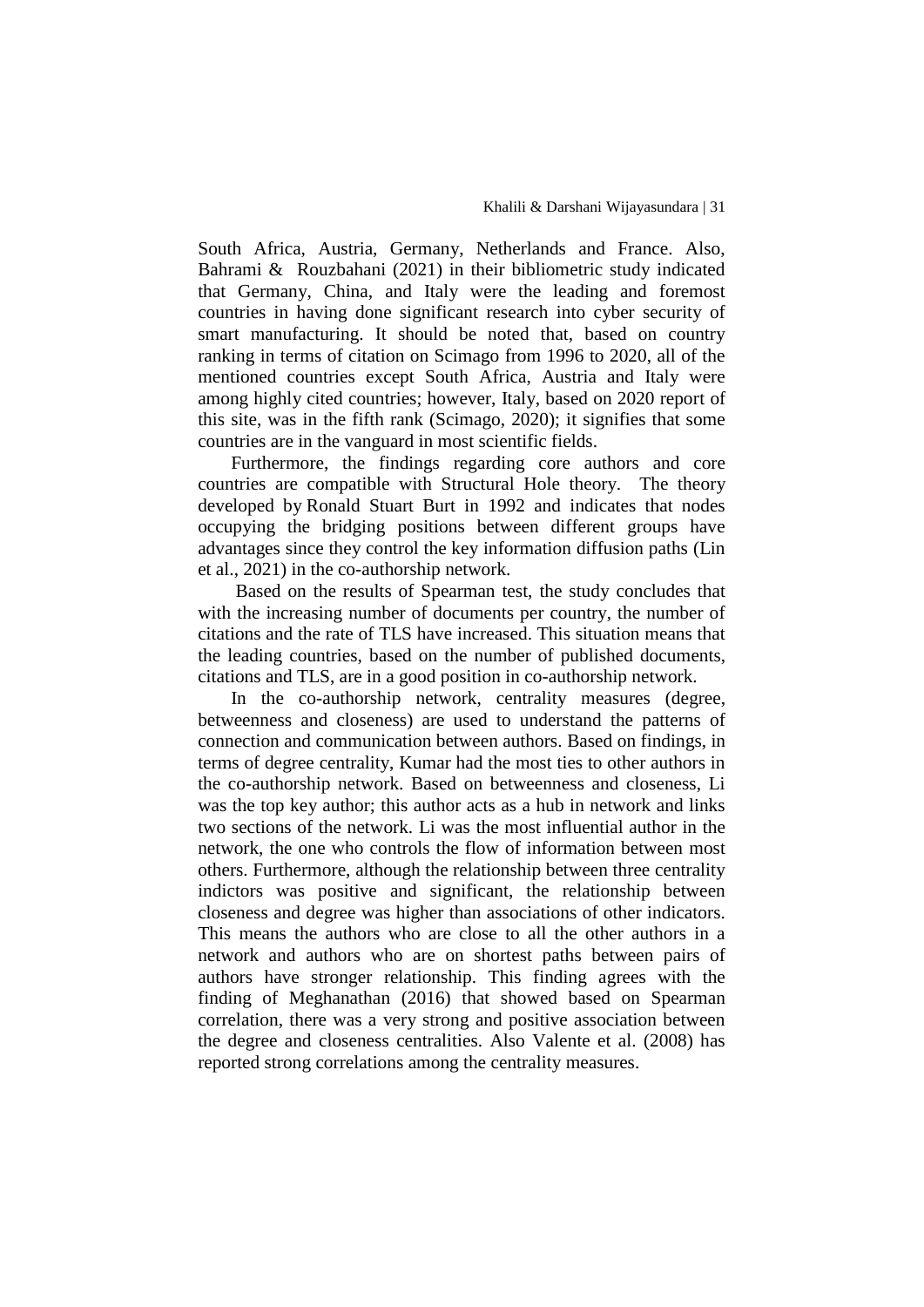South Africa, Austria, Germany, Netherlands and France. Also, Bahrami & Rouzbahani (2021) in their bibliometric study indicated that Germany, China, and Italy were the leading and foremost countries in having done significant research into cyber security of smart manufacturing. It should be noted that, based on country ranking in terms of citation on Scimago from 1996 to 2020, all of the mentioned countries except South Africa, Austria and Italy were among highly cited countries; however, Italy, based on 2020 report of this site, was in the fifth rank (Scimago, 2020); it signifies that some countries are in the vanguard in most scientific fields.

Furthermore, the findings regarding core authors and core countries are compatible with Structural Hole theory. The theory developed by Ronald Stuart Burt in 1992 and indicates that nodes occupying the bridging positions between different groups have advantages since they control the key information diffusion paths (Lin et al., 2021) in the co-authorship network.

Based on the results of Spearman test, the study concludes that with the increasing number of documents per country, the number of citations and the rate of TLS have increased. This situation means that the leading countries, based on the number of published documents, citations and TLS, are in a good position in co-authorship network.

In the co-authorship network, centrality measures (degree, betweenness and closeness) are used to understand the patterns of connection and communication between authors. Based on findings, in terms of degree centrality, Kumar had the most ties to other authors in the co-authorship network. Based on betweenness and closeness, Li was the top key author; this author acts as a hub in network and links two sections of the network. Li was the most influential author in the network, the one who controls the flow of information between most others. Furthermore, although the relationship between three centrality indictors was positive and significant, the relationship between closeness and degree was higher than associations of other indicators. This means the authors who are close to all the other authors in a network and authors who are on shortest paths between pairs of authors have stronger relationship. This finding agrees with the finding of Meghanathan (2016) that showed based on Spearman correlation, there was a very strong and positive association between the degree and closeness centralities. Also Valente et al. (2008) has reported strong correlations among the centrality measures.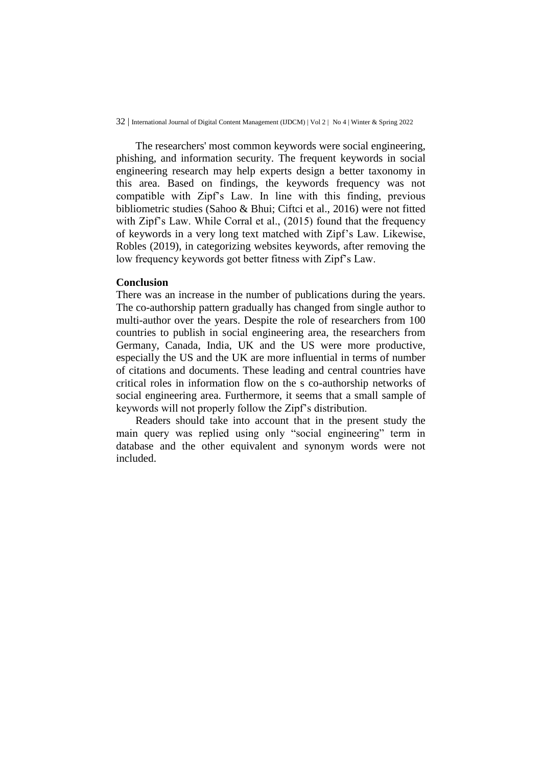The researchers' most common keywords were social engineering, phishing, and information security. The frequent keywords in social engineering research may help experts design a better taxonomy in this area. Based on findings, the keywords frequency was not compatible with Zipf's Law. In line with this finding, previous bibliometric studies (Sahoo & Bhui; Ciftci et al., 2016) were not fitted with Zipf's Law. While Corral et al., (2015) found that the frequency of keywords in a very long text matched with Zipf's Law. Likewise, Robles (2019), in categorizing websites keywords, after removing the low frequency keywords got better fitness with Zipf's Law.

## Conclusion

There was an increase in the number of publications during the years. The co-authorship pattern gradually has changed from single author to multi-author over the years. Despite the role of researchers from 100 countries to publish in social engineering area, the researchers from Germany, Canada, India, UK and the US were more productive, especially the US and the UK are more influential in terms of number of citations and documents. These leading and central countries have critical roles in information flow on the s co-authorship networks of social engineering area. Furthermore, it seems that a small sample of keywords will not properly follow the Zipf's distribution.

Readers should take into account that in the present study the main query was replied using only "social engineering" term in database and the other equivalent and synonym words were not included.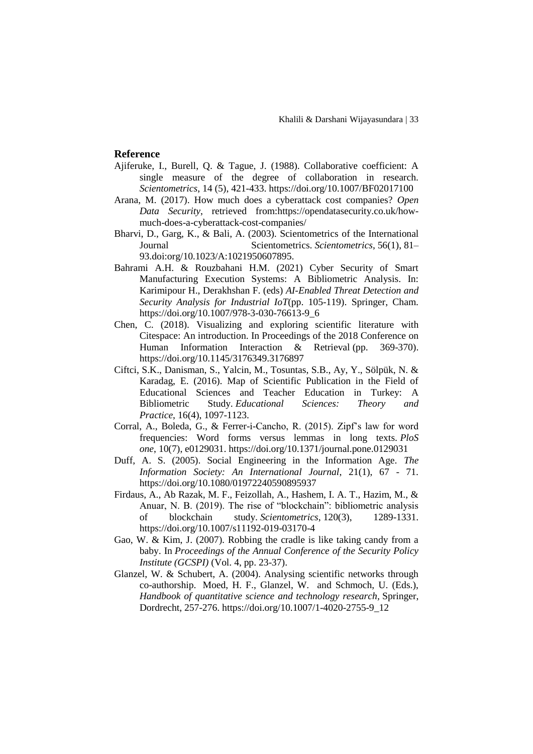## Reference

Ajiferuke, I., Burell, Q. & Tague, J. (1988). Collaborative coefficient: A single measure of the degree of collaboration in research. *Scientometrics*, 14 (5), 421-433. https://doi.org/10.1007/BF02017100

Arana, M. (2017). How much does a cyberattack cost companies? *Open Data Security*, retrieved from:https://opendatasecurity.co.uk/how-much-does-a-cyberattack-cost-companies/

Bharvi, D., Garg, K., & Bali, A. (2003). Scientometrics of the International Journal Scientometrics. *Scientometrics*, 56(1), 81–93.doi:org/10.1023/A:1021950607895.

Bahrami A.H. & Rouzbahani H.M. (2021) Cyber Security of Smart Manufacturing Execution Systems: A Bibliometric Analysis. In: Karimipour H., Derakhshan F. (eds) *AI-Enabled Threat Detection and Security Analysis for Industrial IoT*(pp. 105-119). Springer, Cham. https://doi.org/10.1007/978-3-030-76613-9_6

Chen, C. (2018). Visualizing and exploring scientific literature with Citespace: An introduction. In Proceedings of the 2018 Conference on Human Information Interaction & Retrieval (pp. 369-370). https://doi.org/10.1145/3176349.3176897

Ciftci, S.K., Danisman, S., Yalcin, M., Tosuntas, S.B., Ay, Y., Sölpük, N. & Karadag, E. (2016). Map of Scientific Publication in the Field of Educational Sciences and Teacher Education in Turkey: A Bibliometric Study. *Educational Sciences: Theory and Practice*, 16(4), 1097-1123.

Corral, A., Boleda, G., & Ferrer-i-Cancho, R. (2015). Zipf's law for word frequencies: Word forms versus lemmas in long texts. *PloS one*, 10(7), e0129031. https://doi.org/10.1371/journal.pone.0129031

Duff, A. S. (2005). Social Engineering in the Information Age. *The Information Society: An International Journal*, 21(1), 67 - 71. https://doi.org/10.1080/01972240590895937

Firdaus, A., Ab Razak, M. F., Feizollah, A., Hashem, I. A. T., Hazim, M., & Anuar, N. B. (2019). The rise of "blockchain": bibliometric analysis of blockchain study. *Scientometrics*, 120(3), 1289-1331. https://doi.org/10.1007/s11192-019-03170-4

Gao, W. & Kim, J. (2007). Robbing the cradle is like taking candy from a baby. In *Proceedings of the Annual Conference of the Security Policy Institute (GCSPI)* (Vol. 4, pp. 23-37).

Glanzel, W. & Schubert, A. (2004). Analysing scientific networks through co-authorship. Moed, H. F., Glanzel, W. and Schmoch, U. (Eds.), *Handbook of quantitative science and technology research*, Springer, Dordrecht, 257-276. https://doi.org/10.1007/1-4020-2755-9_12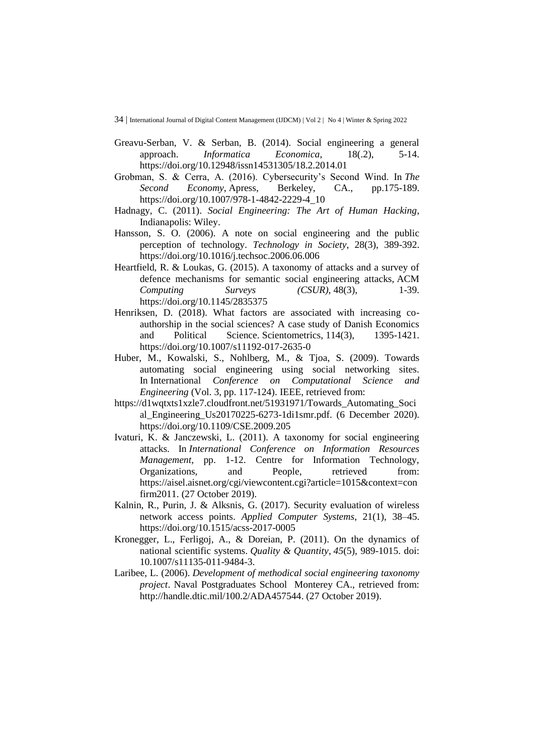Greavu-Serban, V. & Serban, B. (2014). Social engineering a general approach. *Informatica Economica*, 18(.2), 5-14. https://doi.org/10.12948/issn14531305/18.2.2014.01

Grobman, S. & Cerra, A. (2016). Cybersecurity's Second Wind. In *The Second Economy*, Apress, Berkeley, CA., pp.175-189. https://doi.org/10.1007/978-1-4842-2229-4_10

Hadnagy, C. (2011). *Social Engineering: The Art of Human Hacking*, Indianapolis: Wiley.

Hansson, S. O. (2006). A note on social engineering and the public perception of technology. *Technology in Society*, 28(3), 389-392. https://doi.org/10.1016/j.techsoc.2006.06.006

Heartfield, R. & Loukas, G. (2015). A taxonomy of attacks and a survey of defence mechanisms for semantic social engineering attacks, ACM *Computing Surveys (CSUR)*, 48(3), 1-39. https://doi.org/10.1145/2835375

Henriksen, D. (2018). What factors are associated with increasing co-authorship in the social sciences? A case study of Danish Economics and Political Science. Scientometrics, 114(3), 1395-1421. https://doi.org/10.1007/s11192-017-2635-0

Huber, M., Kowalski, S., Nohlberg, M., & Tjoa, S. (2009). Towards automating social engineering using social networking sites. In International *Conference on Computational Science and Engineering* (Vol. 3, pp. 117-124). IEEE, retrieved from: https://d1wqtxts1xzle7.cloudfront.net/51931971/Towards_Automating_Social_Engineering_Us20170225-6273-1di1smr.pdf. (6 December 2020). https://doi.org/10.1109/CSE.2009.205

Ivaturi, K. & Janczewski, L. (2011). A taxonomy for social engineering attacks. In *International Conference on Information Resources Management*, pp. 1-12. Centre for Information Technology, Organizations, and People, retrieved from: https://aisel.aisnet.org/cgi/viewcontent.cgi?article=1015&context=confirm2011. (27 October 2019).

Kalnin, R., Purin, J. & Alksnis, G. (2017). Security evaluation of wireless network access points. *Applied Computer Systems*, 21(1), 38–45. https://doi.org/10.1515/acss-2017-0005

Kronegger, L., Ferligoj, A., & Doreian, P. (2011). On the dynamics of national scientific systems. *Quality & Quantity*, *45*(5), 989-1015. doi: 10.1007/s11135-011-9484-3.

Laribee, L. (2006). *Development of methodical social engineering taxonomy project*. Naval Postgraduates School Monterey CA., retrieved from: http://handle.dtic.mil/100.2/ADA457544. (27 October 2019).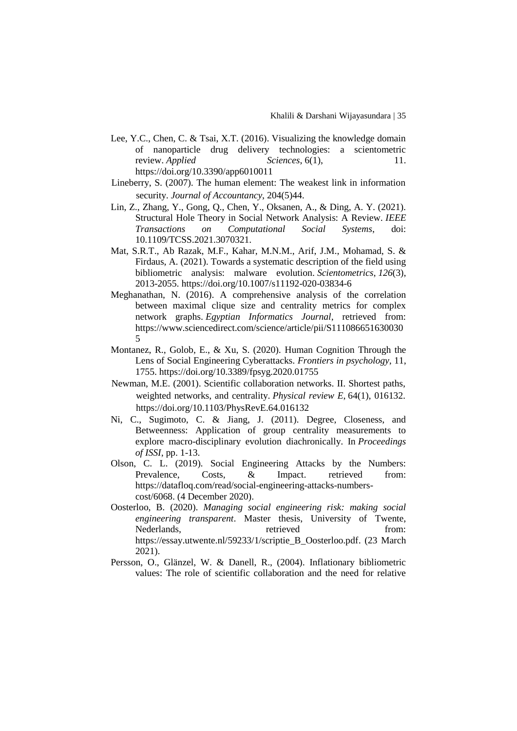Lee, Y.C., Chen, C. & Tsai, X.T. (2016). Visualizing the knowledge domain of nanoparticle drug delivery technologies: a scientometric review. *Applied Sciences*, 6(1), 11. https://doi.org/10.3390/app6010011

Lineberry, S. (2007). The human element: The weakest link in information security. *Journal of Accountancy*, 204(5)44.

Lin, Z., Zhang, Y., Gong, Q., Chen, Y., Oksanen, A., & Ding, A. Y. (2021). Structural Hole Theory in Social Network Analysis: A Review. *IEEE Transactions on Computational Social Systems*, doi: 10.1109/TCSS.2021.3070321.

Mat, S.R.T., Ab Razak, M.F., Kahar, M.N.M., Arif, J.M., Mohamad, S. & Firdaus, A. (2021). Towards a systematic description of the field using bibliometric analysis: malware evolution. *Scientometrics*, *126*(3), 2013-2055. https://doi.org/10.1007/s11192-020-03834-6

Meghanathan, N. (2016). A comprehensive analysis of the correlation between maximal clique size and centrality metrics for complex network graphs. *Egyptian Informatics Journal*, retrieved from: https://www.sciencedirect.com/science/article/pii/S1110866516300305

Montanez, R., Golob, E., & Xu, S. (2020). Human Cognition Through the Lens of Social Engineering Cyberattacks. *Frontiers in psychology*, 11, 1755. https://doi.org/10.3389/fpsyg.2020.01755

Newman, M.E. (2001). Scientific collaboration networks. II. Shortest paths, weighted networks, and centrality. *Physical review E*, 64(1), 016132. https://doi.org/10.1103/PhysRevE.64.016132

Ni, C., Sugimoto, C. & Jiang, J. (2011). Degree, Closeness, and Betweenness: Application of group centrality measurements to explore macro-disciplinary evolution diachronically. In *Proceedings of ISSI*, pp. 1-13.

Olson, C. L. (2019). Social Engineering Attacks by the Numbers: Prevalence, Costs, & Impact. retrieved from: https://datafloq.com/read/social-engineering-attacks-numbers-cost/6068. (4 December 2020).

Oosterloo, B. (2020). *Managing social engineering risk: making social engineering transparent*. Master thesis, University of Twente, Nederlands, retrieved from: https://essay.utwente.nl/59233/1/scriptie_B_Oosterloo.pdf. (23 March 2021).

Persson, O., Glänzel, W. & Danell, R., (2004). Inflationary bibliometric values: The role of scientific collaboration and the need for relative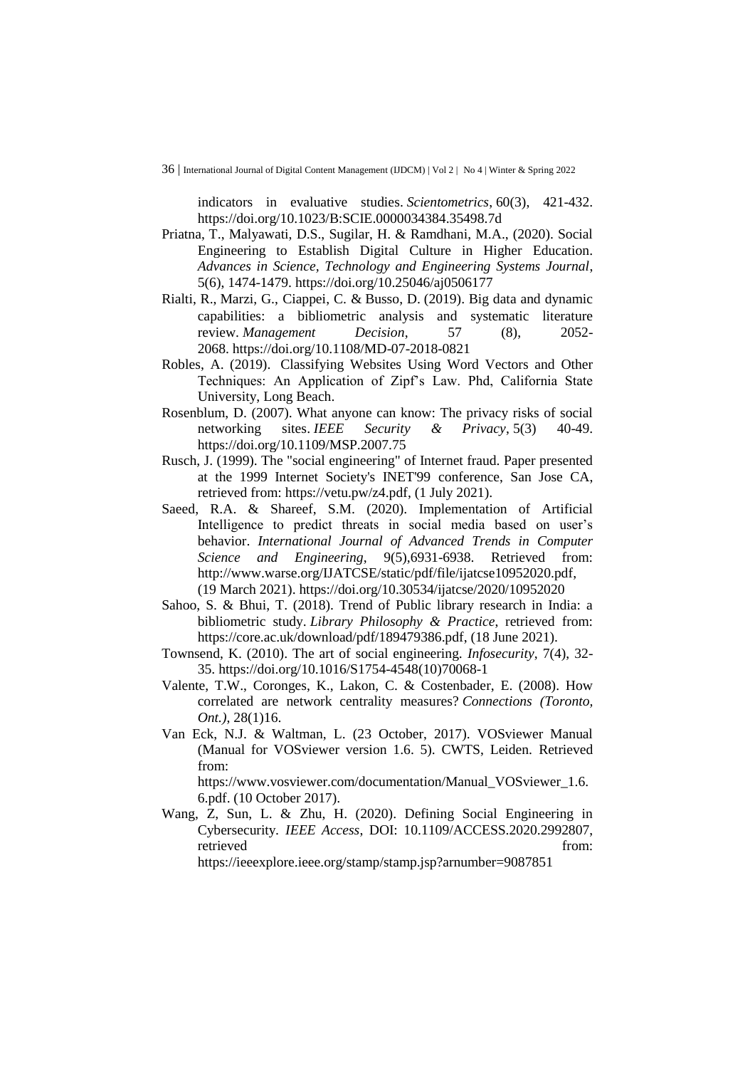indicators in evaluative studies. *Scientometrics*, 60(3), 421-432. https://doi.org/10.1023/B:SCIE.0000034384.35498.7d

Priatna, T., Malyawati, D.S., Sugilar, H. & Ramdhani, M.A., (2020). Social Engineering to Establish Digital Culture in Higher Education. *Advances in Science, Technology and Engineering Systems Journal*, 5(6), 1474-1479. https://doi.org/10.25046/aj0506177

Rialti, R., Marzi, G., Ciappei, C. & Busso, D. (2019). Big data and dynamic capabilities: a bibliometric analysis and systematic literature review. *Management Decision*, 57 (8), 2052-2068. https://doi.org/10.1108/MD-07-2018-0821

Robles, A. (2019). Classifying Websites Using Word Vectors and Other Techniques: An Application of Zipf's Law. Phd, California State University, Long Beach.

Rosenblum, D. (2007). What anyone can know: The privacy risks of social networking sites. *IEEE Security & Privacy*, 5(3) 40-49. https://doi.org/10.1109/MSP.2007.75

Rusch, J. (1999). The "social engineering" of Internet fraud. Paper presented at the 1999 Internet Society's INET'99 conference, San Jose CA, retrieved from: https://vetu.pw/z4.pdf, (1 July 2021).

Saeed, R.A. & Shareef, S.M. (2020). Implementation of Artificial Intelligence to predict threats in social media based on user's behavior. *International Journal of Advanced Trends in Computer Science and Engineering*, 9(5),6931-6938. Retrieved from: http://www.warse.org/IJATCSE/static/pdf/file/ijatcse10952020.pdf, (19 March 2021). https://doi.org/10.30534/ijatcse/2020/10952020

Sahoo, S. & Bhui, T. (2018). Trend of Public library research in India: a bibliometric study. *Library Philosophy & Practice*, retrieved from: https://core.ac.uk/download/pdf/189479386.pdf, (18 June 2021).

Townsend, K. (2010). The art of social engineering. *Infosecurity*, 7(4), 32-35. https://doi.org/10.1016/S1754-4548(10)70068-1

Valente, T.W., Coronges, K., Lakon, C. & Costenbader, E. (2008). How correlated are network centrality measures? *Connections (Toronto, Ont.)*, 28(1)16.

Van Eck, N.J. & Waltman, L. (23 October, 2017). VOSviewer Manual (Manual for VOSviewer version 1.6. 5). CWTS, Leiden. Retrieved from: https://www.vosviewer.com/documentation/Manual_VOSviewer_1.6.6.pdf. (10 October 2017).

Wang, Z, Sun, L. & Zhu, H. (2020). Defining Social Engineering in Cybersecurity. *IEEE Access*, DOI: 10.1109/ACCESS.2020.2992807, retrieved from: https://ieeexplore.ieee.org/stamp/stamp.jsp?arnumber=9087851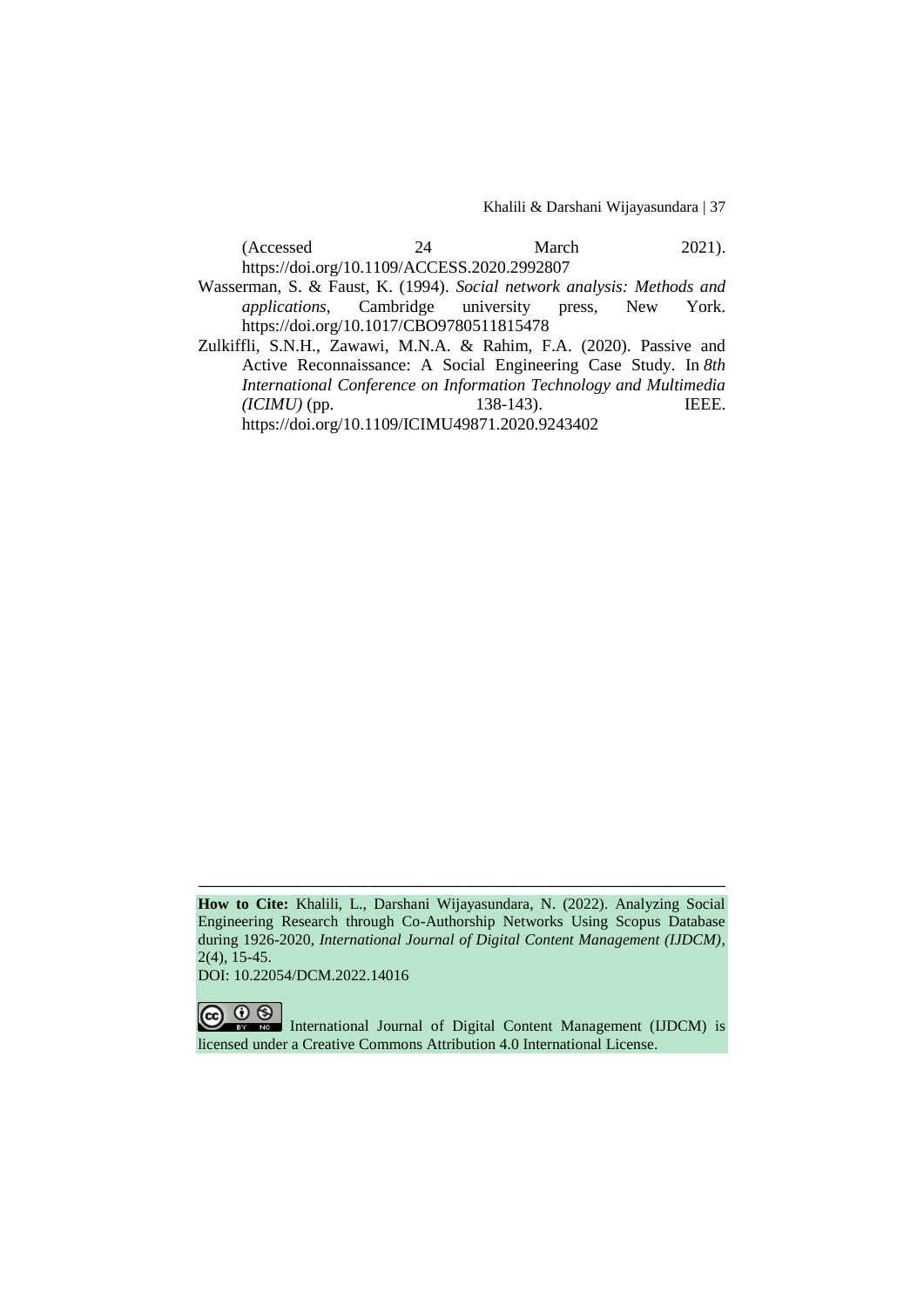(Accessed 24 March 2021). https://doi.org/10.1109/ACCESS.2020.2992807

Wasserman, S. & Faust, K. (1994). *Social network analysis: Methods and applications*, Cambridge university press, New York. https://doi.org/10.1017/CBO9780511815478

Zulkiffli, S.N.H., Zawawi, M.N.A. & Rahim, F.A. (2020). Passive and Active Reconnaissance: A Social Engineering Case Study. In *8th International Conference on Information Technology and Multimedia (ICIMU)* (pp. 138-143). IEEE. https://doi.org/10.1109/ICIMU49871.2020.9243402

---

**How to Cite:** Khalili, L., Darshani Wijayasundara, N. (2022). Analyzing Social Engineering Research through Co-Authorship Networks Using Scopus Database during 1926-2020, *International Journal of Digital Content Management (IJDCM)*, 2(4), 15-45.
DOI: 10.22054/DCM.2022.14016

International Journal of Digital Content Management (IJDCM) is licensed under a Creative Commons Attribution 4.0 International License.